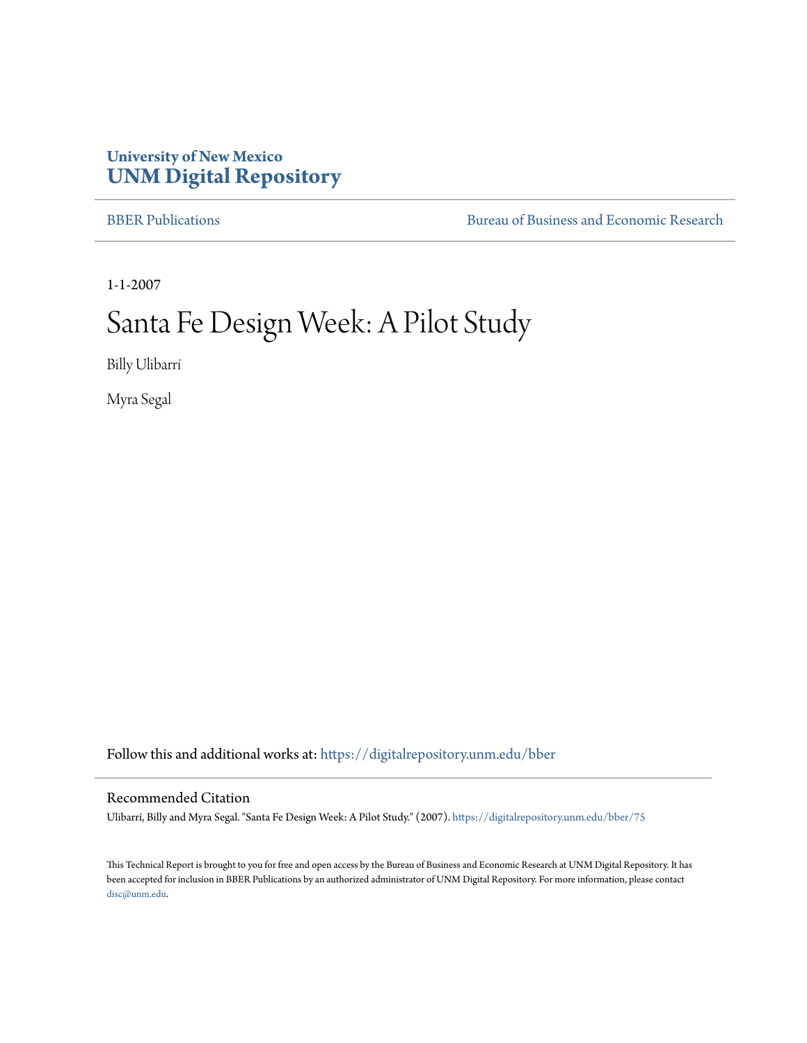University of New Mexico
**UNM Digital Repository**

BBER Publications | Bureau of Business and Economic Research

1-1-2007

# Santa Fe Design Week: A Pilot Study

Billy Ulibarrí

Myra Segal

Follow this and additional works at: https://digitalrepository.unm.edu/bber

## Recommended Citation

Ulibarrí, Billy and Myra Segal. "Santa Fe Design Week: A Pilot Study." (2007). https://digitalrepository.unm.edu/bber/75

This Technical Report is brought to you for free and open access by the Bureau of Business and Economic Research at UNM Digital Repository. It has been accepted for inclusion in BBER Publications by an authorized administrator of UNM Digital Repository. For more information, please contact disc@unm.edu.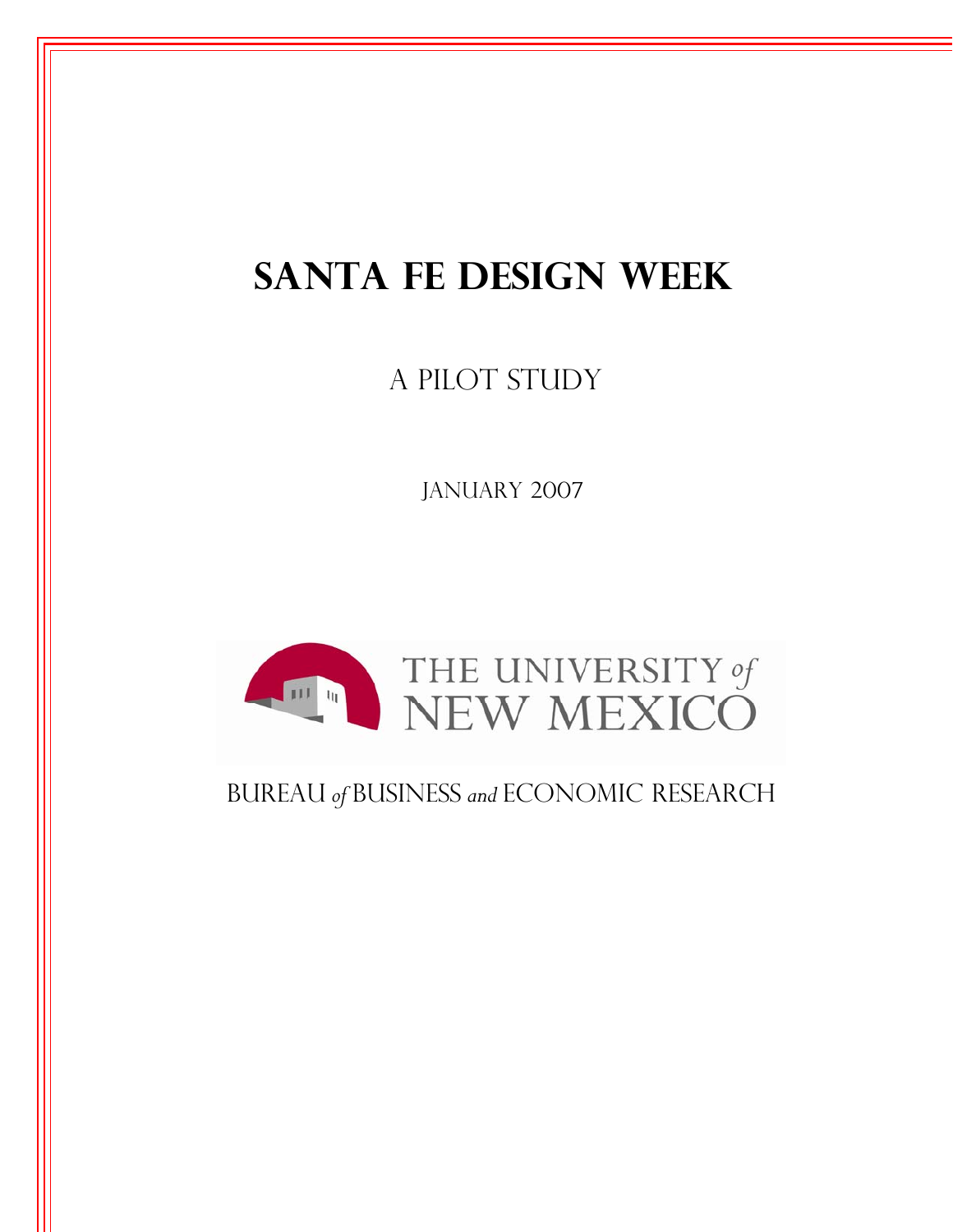# Santa Fe Design Week

## A Pilot Study

January 2007

THE UNIVERSITY *of* NEW MEXICO

BUREAU *of* BUSINESS *and* ECONOMIC RESEARCH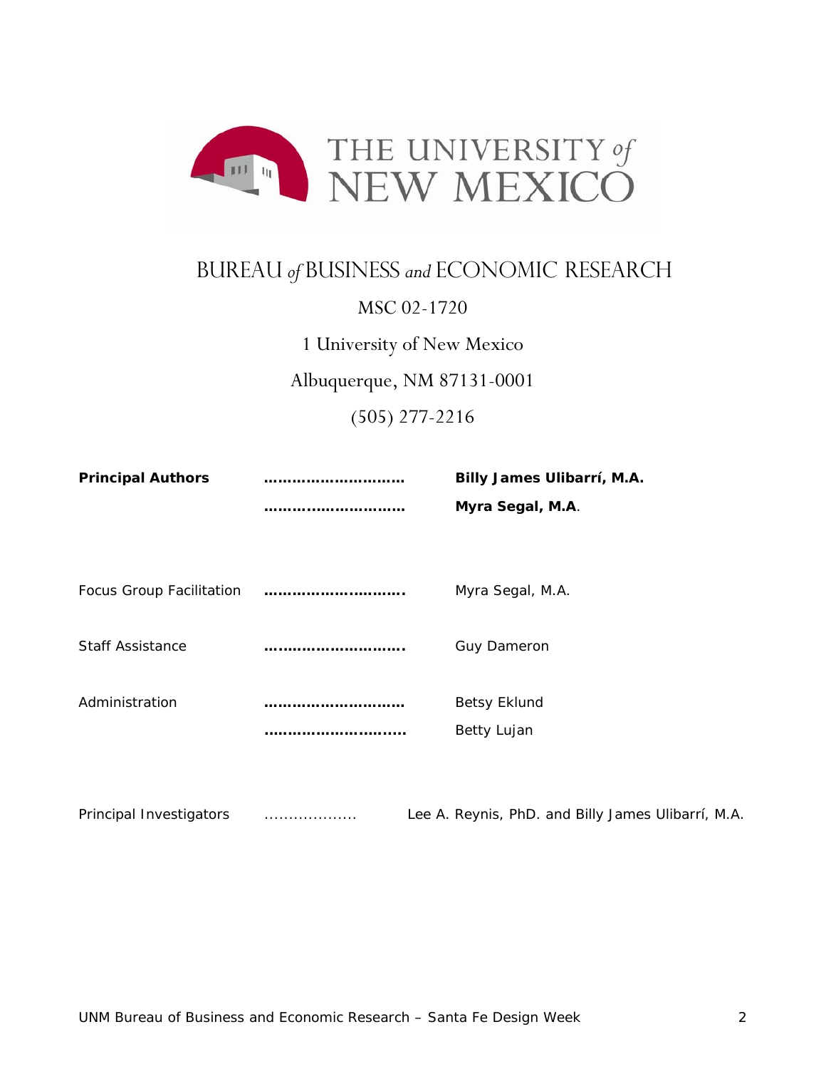THE UNIVERSITY *of* NEW MEXICO

# BUREAU *of* BUSINESS *and* ECONOMIC RESEARCH

MSC 02-1720

1 University of New Mexico

Albuquerque, NM 87131-0001

(505) 277-2216

| | | |
|---|---|---|
| **Principal Authors** | **………………………** | **Billy James Ulibarrí, M.A.** |
| | **………………………** | **Myra Segal, M.A.** |
| Focus Group Facilitation | **………………………..** | Myra Segal, M.A. |
| Staff Assistance | **………………………..** | Guy Dameron |
| Administration | **………………………** | Betsy Eklund |
| | **………………………..** | Betty Lujan |
| Principal Investigators | ………………. | Lee A. Reynis, PhD. and Billy James Ulibarrí, M.A. |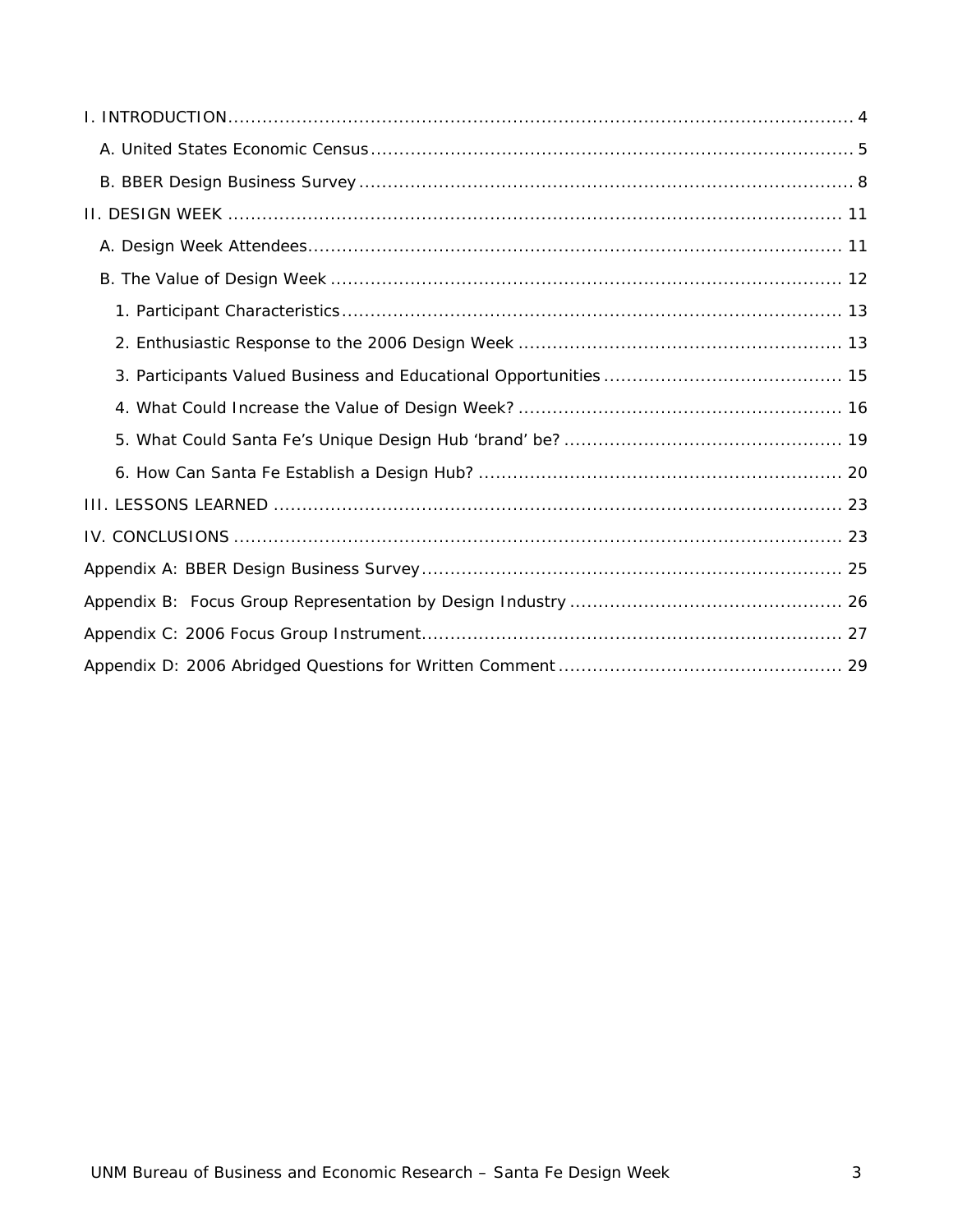I. INTRODUCTION ........................................................................................................ 4

A. United States Economic Census ............................................................................. 5

B. BBER Design Business Survey ............................................................................... 8

II. DESIGN WEEK ...................................................................................................... 11

A. Design Week Attendees ....................................................................................... 11

B. The Value of Design Week ................................................................................... 12

1. Participant Characteristics ................................................................................. 13

2. Enthusiastic Response to the 2006 Design Week .................................................. 13

3. Participants Valued Business and Educational Opportunities .................................. 15

4. What Could Increase the Value of Design Week? .................................................. 16

5. What Could Santa Fe's Unique Design Hub 'brand' be? .......................................... 19

6. How Can Santa Fe Establish a Design Hub? ......................................................... 20

III. LESSONS LEARNED .............................................................................................. 23

IV. CONCLUSIONS ..................................................................................................... 23

Appendix A: BBER Design Business Survey ................................................................... 25

Appendix B: Focus Group Representation by Design Industry ......................................... 26

Appendix C: 2006 Focus Group Instrument ................................................................... 27

Appendix D: 2006 Abridged Questions for Written Comment ........................................... 29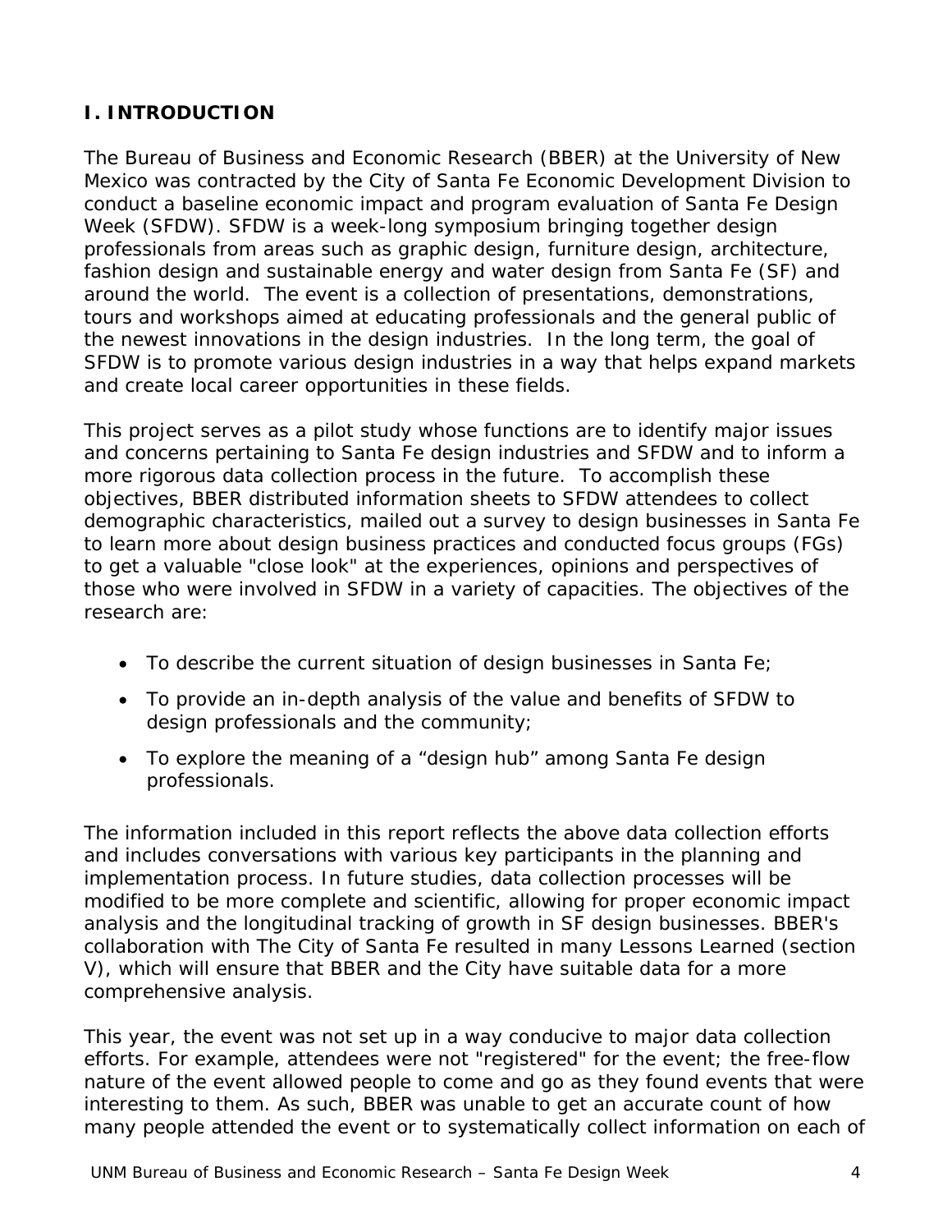## I. INTRODUCTION

The Bureau of Business and Economic Research (BBER) at the University of New Mexico was contracted by the City of Santa Fe Economic Development Division to conduct a baseline economic impact and program evaluation of Santa Fe Design Week (SFDW). SFDW is a week-long symposium bringing together design professionals from areas such as graphic design, furniture design, architecture, fashion design and sustainable energy and water design from Santa Fe (SF) and around the world. The event is a collection of presentations, demonstrations, tours and workshops aimed at educating professionals and the general public of the newest innovations in the design industries. In the long term, the goal of SFDW is to promote various design industries in a way that helps expand markets and create local career opportunities in these fields.

This project serves as a pilot study whose functions are to identify major issues and concerns pertaining to Santa Fe design industries and SFDW and to inform a more rigorous data collection process in the future. To accomplish these objectives, BBER distributed information sheets to SFDW attendees to collect demographic characteristics, mailed out a survey to design businesses in Santa Fe to learn more about design business practices and conducted focus groups (FGs) to get a valuable "close look" at the experiences, opinions and perspectives of those who were involved in SFDW in a variety of capacities. The objectives of the research are:

- To describe the current situation of design businesses in Santa Fe;
- To provide an in-depth analysis of the value and benefits of SFDW to design professionals and the community;
- To explore the meaning of a “design hub” among Santa Fe design professionals.

The information included in this report reflects the above data collection efforts and includes conversations with various key participants in the planning and implementation process. In future studies, data collection processes will be modified to be more complete and scientific, allowing for proper economic impact analysis and the longitudinal tracking of growth in SF design businesses. BBER's collaboration with The City of Santa Fe resulted in many Lessons Learned (section V), which will ensure that BBER and the City have suitable data for a more comprehensive analysis.

This year, the event was not set up in a way conducive to major data collection efforts. For example, attendees were not "registered" for the event; the free-flow nature of the event allowed people to come and go as they found events that were interesting to them. As such, BBER was unable to get an accurate count of how many people attended the event or to systematically collect information on each of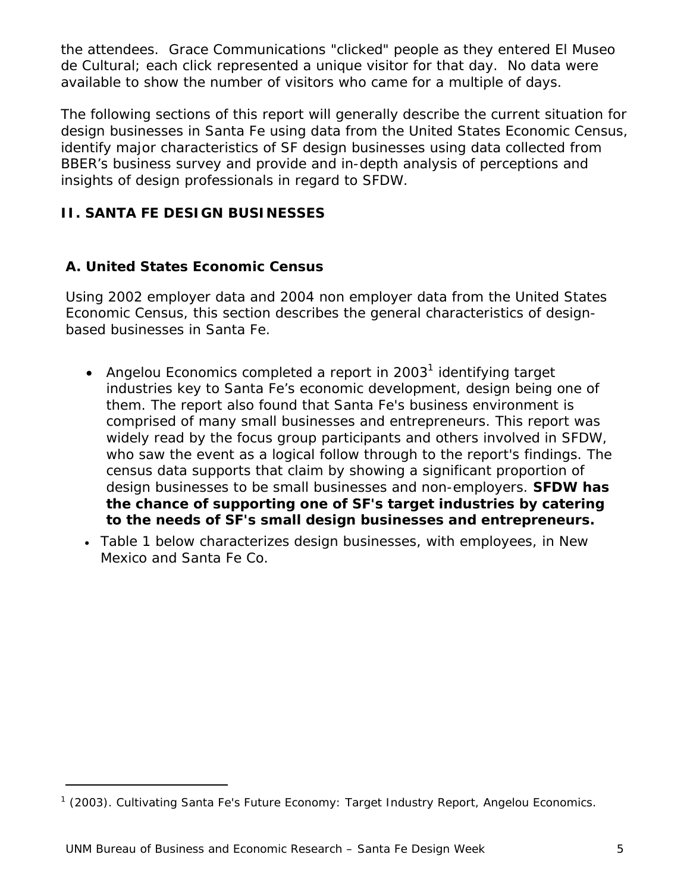the attendees. Grace Communications "clicked" people as they entered El Museo de Cultural; each click represented a unique visitor for that day. No data were available to show the number of visitors who came for a multiple of days.

The following sections of this report will generally describe the current situation for design businesses in Santa Fe using data from the United States Economic Census, identify major characteristics of SF design businesses using data collected from BBER's business survey and provide and in-depth analysis of perceptions and insights of design professionals in regard to SFDW.

## II. SANTA FE DESIGN BUSINESSES

### A. United States Economic Census

Using 2002 employer data and 2004 non employer data from the United States Economic Census, this section describes the general characteristics of design-based businesses in Santa Fe.

- Angelou Economics completed a report in 2003[1] identifying target industries key to Santa Fe's economic development, design being one of them. The report also found that Santa Fe's business environment is comprised of many small businesses and entrepreneurs. This report was widely read by the focus group participants and others involved in SFDW, who saw the event as a logical follow through to the report's findings. The census data supports that claim by showing a significant proportion of design businesses to be small businesses and non-employers. **SFDW has the chance of supporting one of SF's target industries by catering to the needs of SF's small design businesses and entrepreneurs.**
- Table 1 below characterizes design businesses, with employees, in New Mexico and Santa Fe Co.

[1] (2003). Cultivating Santa Fe's Future Economy: Target Industry Report, Angelou Economics.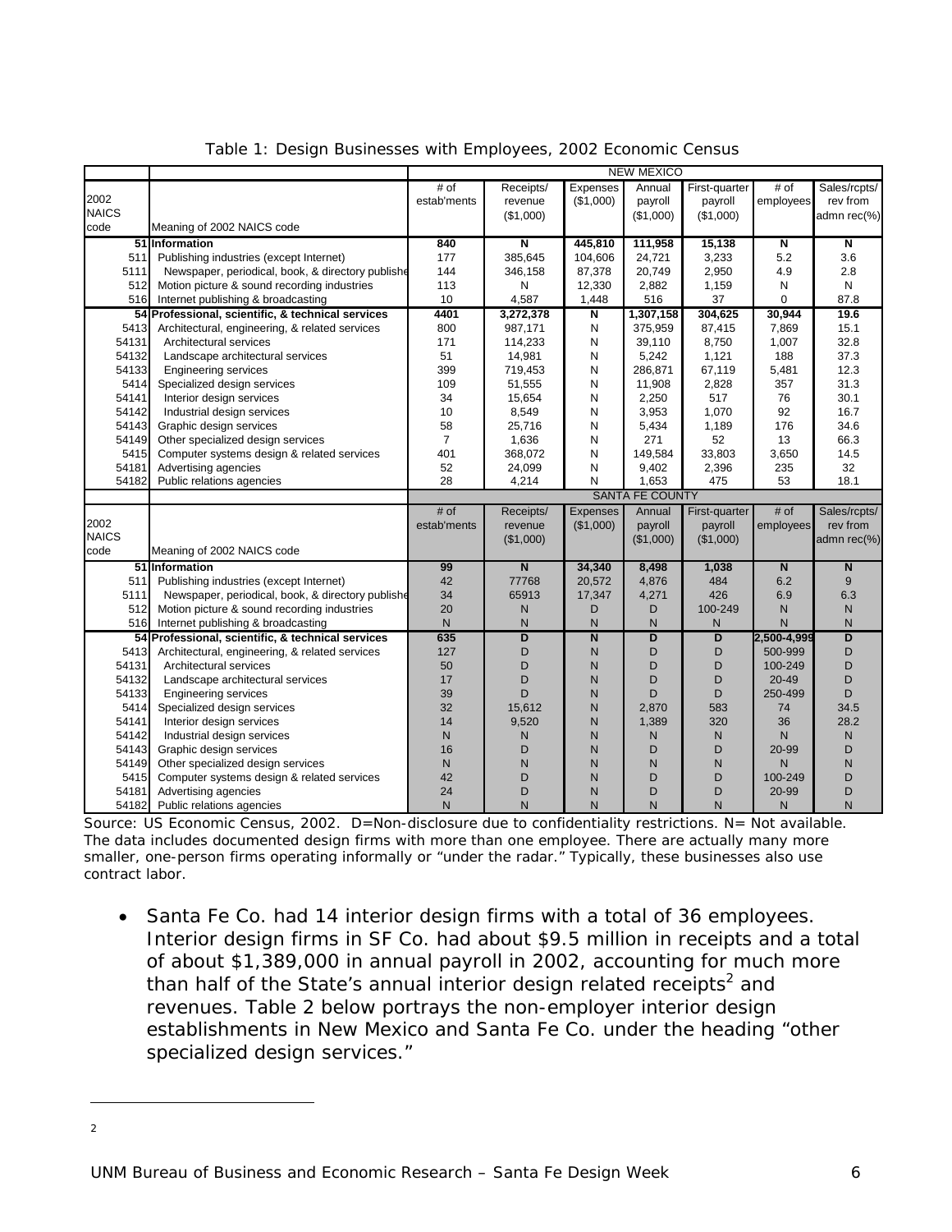Table 1: Design Businesses with Employees, 2002 Economic Census

| 2002 NAICS code | Meaning of 2002 NAICS code | NEW MEXICO | | | | | | |
|---|---|---|---|---|---|---|---|---|
| | | # of estab'ments | Receipts/ revenue ($1,000) | Expenses ($1,000) | Annual payroll ($1,000) | First-quarter payroll ($1,000) | # of employees | Sales/rcpts/ rev from admn rec(%) |
| 51 | **Information** | **840** | **N** | **445,810** | **111,958** | **15,138** | **N** | **N** |
| 511 | Publishing industries (except Internet) | 177 | 385,645 | 104,606 | 24,721 | 3,233 | 5.2 | 3.6 |
| 5111 | Newspaper, periodical, book, & directory publishe | 144 | 346,158 | 87,378 | 20,749 | 2,950 | 4.9 | 2.8 |
| 512 | Motion picture & sound recording industries | 113 | N | 12,330 | 2,882 | 1,159 | N | N |
| 516 | Internet publishing & broadcasting | 10 | 4,587 | 1,448 | 516 | 37 | 0 | 87.8 |
| 54 | **Professional, scientific, & technical services** | **4401** | **3,272,378** | **N** | **1,307,158** | **304,625** | **30,944** | **19.6** |
| 5413 | Architectural, engineering, & related services | 800 | 987,171 | N | 375,959 | 87,415 | 7,869 | 15.1 |
| 54131 | Architectural services | 171 | 114,233 | N | 39,110 | 8,750 | 1,007 | 32.8 |
| 54132 | Landscape architectural services | 51 | 14,981 | N | 5,242 | 1,121 | 188 | 37.3 |
| 54133 | Engineering services | 399 | 719,453 | N | 286,871 | 67,119 | 5,481 | 12.3 |
| 5414 | Specialized design services | 109 | 51,555 | N | 11,908 | 2,828 | 357 | 31.3 |
| 54141 | Interior design services | 34 | 15,654 | N | 2,250 | 517 | 76 | 30.1 |
| 54142 | Industrial design services | 10 | 8,549 | N | 3,953 | 1,070 | 92 | 16.7 |
| 54143 | Graphic design services | 58 | 25,716 | N | 5,434 | 1,189 | 176 | 34.6 |
| 54149 | Other specialized design services | 7 | 1,636 | N | 271 | 52 | 13 | 66.3 |
| 5415 | Computer systems design & related services | 401 | 368,072 | N | 149,584 | 33,803 | 3,650 | 14.5 |
| 54181 | Advertising agencies | 52 | 24,099 | N | 9,402 | 2,396 | 235 | 32 |
| 54182 | Public relations agencies | 28 | 4,214 | N | 1,653 | 475 | 53 | 18.1 |
| | | SANTA FE COUNTY | | | | | | |
| 2002 NAICS code | Meaning of 2002 NAICS code | # of estab'ments | Receipts/ revenue ($1,000) | Expenses ($1,000) | Annual payroll ($1,000) | First-quarter payroll ($1,000) | # of employees | Sales/rcpts/ rev from admn rec(%) |
| 51 | **Information** | **99** | **N** | **34,340** | **8,498** | **1,038** | **N** | **N** |
| 511 | Publishing industries (except Internet) | 42 | 77768 | 20,572 | 4,876 | 484 | 6.2 | 9 |
| 5111 | Newspaper, periodical, book, & directory publishe | 34 | 65913 | 17,347 | 4,271 | 426 | 6.9 | 6.3 |
| 512 | Motion picture & sound recording industries | 20 | N | D | D | 100-249 | N | N |
| 516 | Internet publishing & broadcasting | N | N | N | N | N | N | N |
| 54 | **Professional, scientific, & technical services** | **635** | **D** | **N** | **D** | **D** | **2,500-4,999** | **D** |
| 5413 | Architectural, engineering, & related services | 127 | D | N | D | D | 500-999 | D |
| 54131 | Architectural services | 50 | D | N | D | D | 100-249 | D |
| 54132 | Landscape architectural services | 17 | D | N | D | D | 20-49 | D |
| 54133 | Engineering services | 39 | D | N | D | D | 250-499 | D |
| 5414 | Specialized design services | 32 | 15,612 | N | 2,870 | 583 | 74 | 34.5 |
| 54141 | Interior design services | 14 | 9,520 | N | 1,389 | 320 | 36 | 28.2 |
| 54142 | Industrial design services | N | N | N | N | N | N | N |
| 54143 | Graphic design services | 16 | D | N | D | D | 20-99 | D |
| 54149 | Other specialized design services | N | N | N | N | N | N | N |
| 5415 | Computer systems design & related services | 42 | D | N | D | D | 100-249 | D |
| 54181 | Advertising agencies | 24 | D | N | D | D | 20-99 | D |
| 54182 | Public relations agencies | N | N | N | N | N | N | N |

Source: US Economic Census, 2002. D=Non-disclosure due to confidentiality restrictions. N= Not available. The data includes documented design firms with more than one employee. There are actually many more smaller, one-person firms operating informally or "under the radar." Typically, these businesses also use contract labor.

- Santa Fe Co. had 14 interior design firms with a total of 36 employees. Interior design firms in SF Co. had about $9.5 million in receipts and a total of about $1,389,000 in annual payroll in 2002, accounting for much more than half of the State's annual interior design related receipts[2] and revenues. Table 2 below portrays the non-employer interior design establishments in New Mexico and Santa Fe Co. under the heading "other specialized design services."

---

2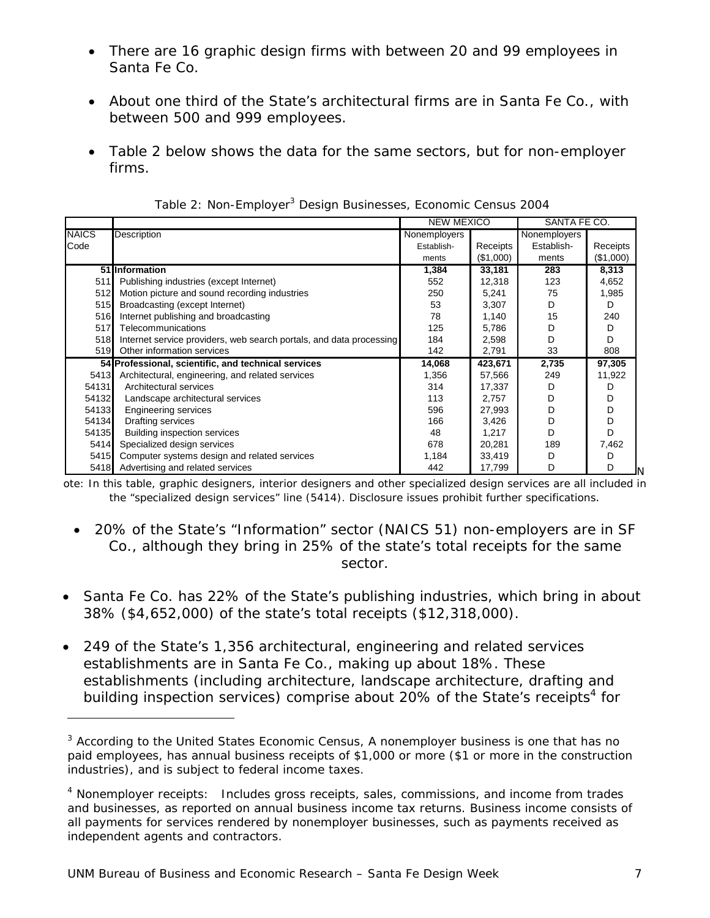- There are 16 graphic design firms with between 20 and 99 employees in Santa Fe Co.

- About one third of the State's architectural firms are in Santa Fe Co., with between 500 and 999 employees.

- Table 2 below shows the data for the same sectors, but for non-employer firms.

Table 2: Non-Employer[3] Design Businesses, Economic Census 2004

| | | NEW MEXICO | | SANTA FE CO. | |
|---|---|---|---|---|---|
| NAICS Code | Description | Nonemployers Establish-ments | Receipts ($1,000) | Nonemployers Establish-ments | Receipts ($1,000) |
| **51** | **Information** | **1,384** | **33,181** | **283** | **8,313** |
| 511 | Publishing industries (except Internet) | 552 | 12,318 | 123 | 4,652 |
| 512 | Motion picture and sound recording industries | 250 | 5,241 | 75 | 1,985 |
| 515 | Broadcasting (except Internet) | 53 | 3,307 | D | D |
| 516 | Internet publishing and broadcasting | 78 | 1,140 | 15 | 240 |
| 517 | Telecommunications | 125 | 5,786 | D | D |
| 518 | Internet service providers, web search portals, and data processing | 184 | 2,598 | D | D |
| 519 | Other information services | 142 | 2,791 | 33 | 808 |
| **54** | **Professional, scientific, and technical services** | **14,068** | **423,671** | **2,735** | **97,305** |
| 5413 | Architectural, engineering, and related services | 1,356 | 57,566 | 249 | 11,922 |
| 54131 | Architectural services | 314 | 17,337 | D | D |
| 54132 | Landscape architectural services | 113 | 2,757 | D | D |
| 54133 | Engineering services | 596 | 27,993 | D | D |
| 54134 | Drafting services | 166 | 3,426 | D | D |
| 54135 | Building inspection services | 48 | 1,217 | D | D |
| 5414 | Specialized design services | 678 | 20,281 | 189 | 7,462 |
| 5415 | Computer systems design and related services | 1,184 | 33,419 | D | D |
| 5418 | Advertising and related services | 442 | 17,799 | D | D |

Note: In this table, graphic designers, interior designers and other specialized design services are all included in the "specialized design services" line (5414). Disclosure issues prohibit further specifications.

- 20% of the State's "Information" sector (NAICS 51) non-employers are in SF Co., although they bring in 25% of the state's total receipts for the same sector.

- Santa Fe Co. has 22% of the State's publishing industries, which bring in about 38% ($4,652,000) of the state's total receipts ($12,318,000).

- 249 of the State's 1,356 architectural, engineering and related services establishments are in Santa Fe Co., making up about 18%. These establishments (including architecture, landscape architecture, drafting and building inspection services) comprise about 20% of the State's receipts[4] for

[3] According to the United States Economic Census, A nonemployer business is one that has no paid employees, has annual business receipts of $1,000 or more ($1 or more in the construction industries), and is subject to federal income taxes.

[4] Nonemployer receipts: Includes gross receipts, sales, commissions, and income from trades and businesses, as reported on annual business income tax returns. Business income consists of all payments for services rendered by nonemployer businesses, such as payments received as independent agents and contractors.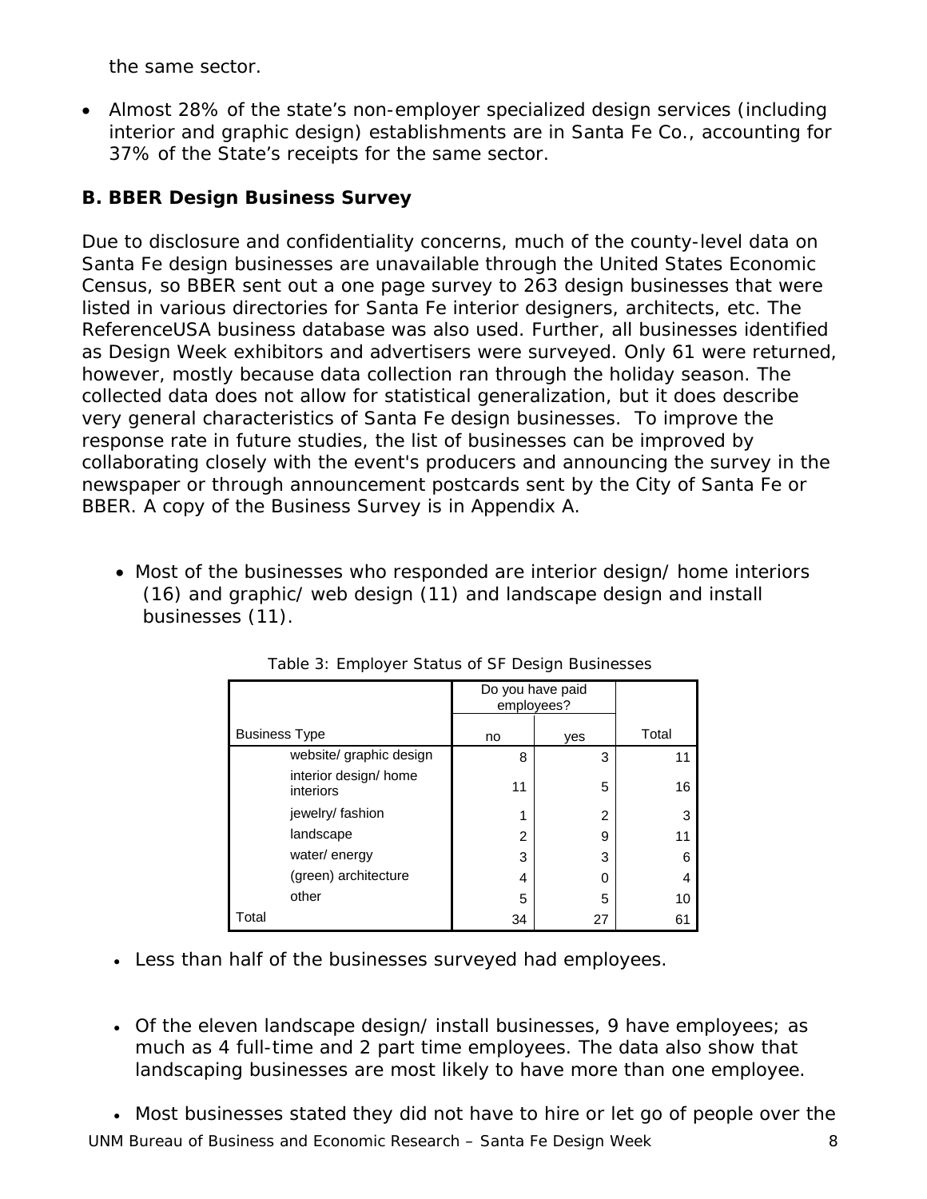the same sector.

- Almost 28% of the state's non-employer specialized design services (including interior and graphic design) establishments are in Santa Fe Co., accounting for 37% of the State's receipts for the same sector.

### B. BBER Design Business Survey

Due to disclosure and confidentiality concerns, much of the county-level data on Santa Fe design businesses are unavailable through the United States Economic Census, so BBER sent out a one page survey to 263 design businesses that were listed in various directories for Santa Fe interior designers, architects, etc. The ReferenceUSA business database was also used. Further, all businesses identified as Design Week exhibitors and advertisers were surveyed. Only 61 were returned, however, mostly because data collection ran through the holiday season. The collected data does not allow for statistical generalization, but it does describe very general characteristics of Santa Fe design businesses. To improve the response rate in future studies, the list of businesses can be improved by collaborating closely with the event's producers and announcing the survey in the newspaper or through announcement postcards sent by the City of Santa Fe or BBER. A copy of the Business Survey is in Appendix A.

- Most of the businesses who responded are interior design/ home interiors (16) and graphic/ web design (11) and landscape design and install businesses (11).

Table 3: Employer Status of SF Design Businesses

| | Do you have paid employees? | | |
|---|---|---|---|
| Business Type | no | yes | Total |
| website/ graphic design | 8 | 3 | 11 |
| interior design/ home interiors | 11 | 5 | 16 |
| jewelry/ fashion | 1 | 2 | 3 |
| landscape | 2 | 9 | 11 |
| water/ energy | 3 | 3 | 6 |
| (green) architecture | 4 | 0 | 4 |
| other | 5 | 5 | 10 |
| Total | 34 | 27 | 61 |

- Less than half of the businesses surveyed had employees.

- Of the eleven landscape design/ install businesses, 9 have employees; as much as 4 full-time and 2 part time employees. The data also show that landscaping businesses are most likely to have more than one employee.

- Most businesses stated they did not have to hire or let go of people over the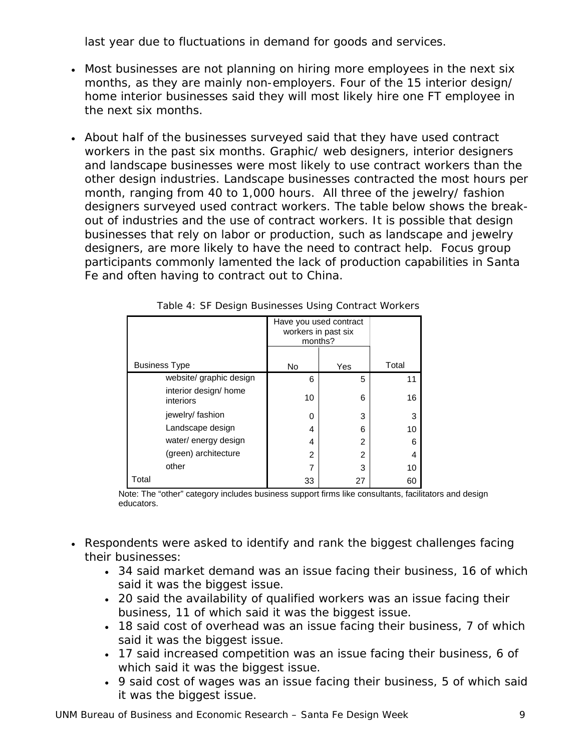last year due to fluctuations in demand for goods and services.

- Most businesses are not planning on hiring more employees in the next six months, as they are mainly non-employers. Four of the 15 interior design/ home interior businesses said they will most likely hire one FT employee in the next six months.
- About half of the businesses surveyed said that they have used contract workers in the past six months. Graphic/ web designers, interior designers and landscape businesses were most likely to use contract workers than the other design industries. Landscape businesses contracted the most hours per month, ranging from 40 to 1,000 hours. All three of the jewelry/ fashion designers surveyed used contract workers. The table below shows the break-out of industries and the use of contract workers. It is possible that design businesses that rely on labor or production, such as landscape and jewelry designers, are more likely to have the need to contract help. Focus group participants commonly lamented the lack of production capabilities in Santa Fe and often having to contract out to China.

Table 4: SF Design Businesses Using Contract Workers

| | | Have you used contract workers in past six months? | | |
|---|---|---|---|---|
| Business Type | | No | Yes | Total |
| | website/ graphic design | 6 | 5 | 11 |
| | interior design/ home interiors | 10 | 6 | 16 |
| | jewelry/ fashion | 0 | 3 | 3 |
| | Landscape design | 4 | 6 | 10 |
| | water/ energy design | 4 | 2 | 6 |
| | (green) architecture | 2 | 2 | 4 |
| | other | 7 | 3 | 10 |
| Total | | 33 | 27 | 60 |

Note: The "other" category includes business support firms like consultants, facilitators and design educators.

- Respondents were asked to identify and rank the biggest challenges facing their businesses:
  - 34 said market demand was an issue facing their business, 16 of which said it was the biggest issue.
  - 20 said the availability of qualified workers was an issue facing their business, 11 of which said it was the biggest issue.
  - 18 said cost of overhead was an issue facing their business, 7 of which said it was the biggest issue.
  - 17 said increased competition was an issue facing their business, 6 of which said it was the biggest issue.
  - 9 said cost of wages was an issue facing their business, 5 of which said it was the biggest issue.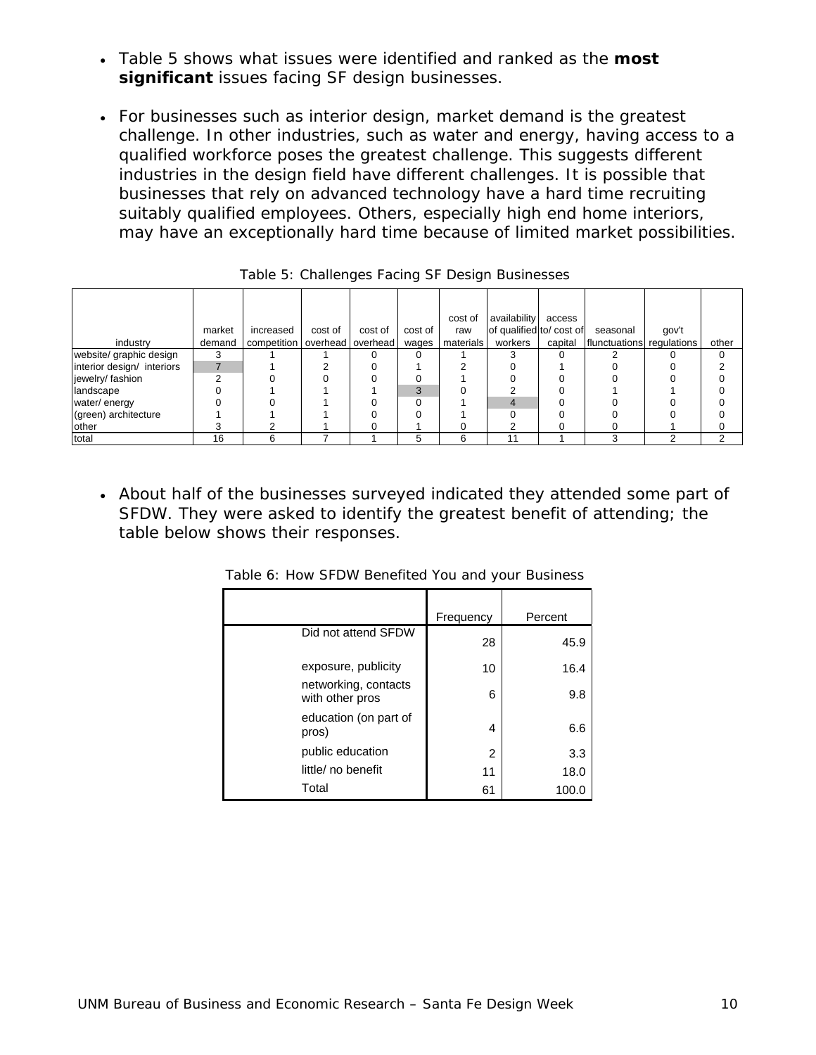- Table 5 shows what issues were identified and ranked as the **most significant** issues facing SF design businesses.

- For businesses such as interior design, market demand is the greatest challenge. In other industries, such as water and energy, having access to a qualified workforce poses the greatest challenge. This suggests different industries in the design field have different challenges. It is possible that businesses that rely on advanced technology have a hard time recruiting suitably qualified employees. Others, especially high end home interiors, may have an exceptionally hard time because of limited market possibilities.

Table 5: Challenges Facing SF Design Businesses

| industry | market demand | increased competition | cost of overhead | cost of overhead | cost of wages | cost of raw materials | availability of qualified workers | access to/ cost of capital | seasonal flunctuations | gov't regulations | other |
|---|---|---|---|---|---|---|---|---|---|---|---|
| website/ graphic design | 3 | 1 | 1 | 0 | 0 | 1 | 3 | 0 | 2 | 0 | 0 |
| interior design/ interiors | 7 | 1 | 2 | 0 | 1 | 2 | 0 | 1 | 0 | 0 | 2 |
| jewelry/ fashion | 2 | 0 | 0 | 0 | 0 | 1 | 0 | 0 | 0 | 0 | 0 |
| landscape | 0 | 1 | 1 | 1 | 3 | 0 | 2 | 0 | 1 | 1 | 0 |
| water/ energy | 0 | 0 | 1 | 0 | 0 | 1 | 4 | 0 | 0 | 0 | 0 |
| (green) architecture | 1 | 1 | 1 | 0 | 0 | 1 | 0 | 0 | 0 | 0 | 0 |
| other | 3 | 2 | 1 | 0 | 1 | 0 | 2 | 0 | 0 | 1 | 0 |
| total | 16 | 6 | 7 | 1 | 5 | 6 | 11 | 1 | 3 | 2 | 2 |

- About half of the businesses surveyed indicated they attended some part of SFDW. They were asked to identify the greatest benefit of attending; the table below shows their responses.

Table 6: How SFDW Benefited You and your Business

| | Frequency | Percent |
|---|---|---|
| Did not attend SFDW | 28 | 45.9 |
| exposure, publicity | 10 | 16.4 |
| networking, contacts with other pros | 6 | 9.8 |
| education (on part of pros) | 4 | 6.6 |
| public education | 2 | 3.3 |
| little/ no benefit | 11 | 18.0 |
| Total | 61 | 100.0 |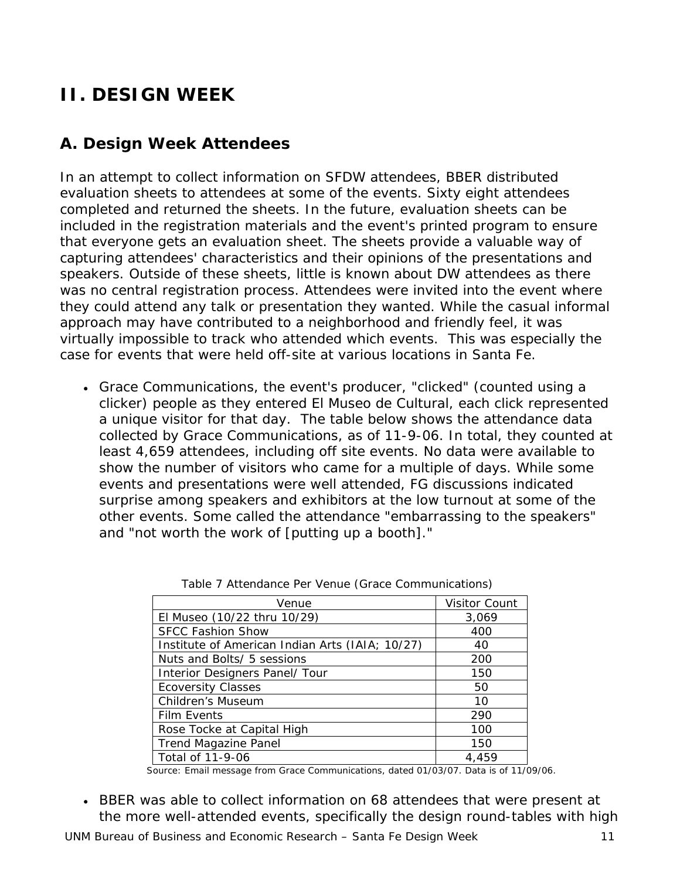# II. DESIGN WEEK

## A. Design Week Attendees

In an attempt to collect information on SFDW attendees, BBER distributed evaluation sheets to attendees at some of the events. Sixty eight attendees completed and returned the sheets. In the future, evaluation sheets can be included in the registration materials and the event's printed program to ensure that everyone gets an evaluation sheet. The sheets provide a valuable way of capturing attendees' characteristics and their opinions of the presentations and speakers. Outside of these sheets, little is known about DW attendees as there was no central registration process. Attendees were invited into the event where they could attend any talk or presentation they wanted. While the casual informal approach may have contributed to a neighborhood and friendly feel, it was virtually impossible to track who attended which events. This was especially the case for events that were held off-site at various locations in Santa Fe.

- Grace Communications, the event's producer, "clicked" (counted using a clicker) people as they entered El Museo de Cultural, each click represented a unique visitor for that day. The table below shows the attendance data collected by Grace Communications, as of 11-9-06. In total, they counted at least 4,659 attendees, including off site events. No data were available to show the number of visitors who came for a multiple of days. While some events and presentations were well attended, FG discussions indicated surprise among speakers and exhibitors at the low turnout at some of the other events. Some called the attendance "embarrassing to the speakers" and "not worth the work of [putting up a booth]."

Table 7 Attendance Per Venue (Grace Communications)

| Venue | Visitor Count |
|---|---|
| El Museo (10/22 thru 10/29) | 3,069 |
| SFCC Fashion Show | 400 |
| Institute of American Indian Arts (IAIA; 10/27) | 40 |
| Nuts and Bolts/ 5 sessions | 200 |
| Interior Designers Panel/ Tour | 150 |
| Ecoversity Classes | 50 |
| Children's Museum | 10 |
| Film Events | 290 |
| Rose Tocke at Capital High | 100 |
| Trend Magazine Panel | 150 |
| Total of 11-9-06 | 4,459 |

Source: Email message from Grace Communications, dated 01/03/07. Data is of 11/09/06.

- BBER was able to collect information on 68 attendees that were present at the more well-attended events, specifically the design round-tables with high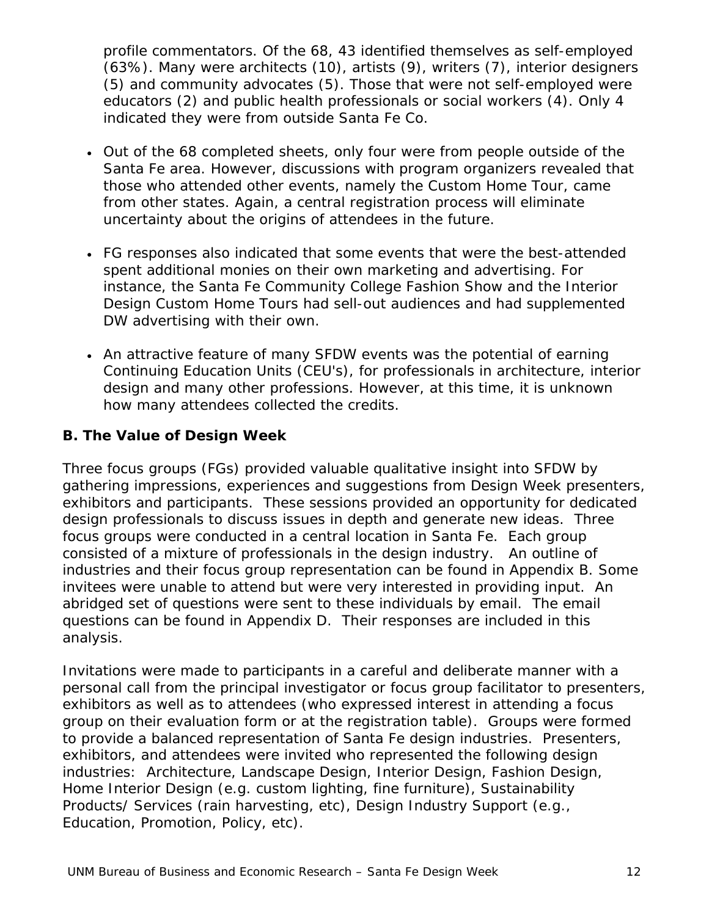profile commentators. Of the 68, 43 identified themselves as self-employed (63%). Many were architects (10), artists (9), writers (7), interior designers (5) and community advocates (5). Those that were not self-employed were educators (2) and public health professionals or social workers (4). Only 4 indicated they were from outside Santa Fe Co.

- Out of the 68 completed sheets, only four were from people outside of the Santa Fe area. However, discussions with program organizers revealed that those who attended other events, namely the Custom Home Tour, came from other states. Again, a central registration process will eliminate uncertainty about the origins of attendees in the future.

- FG responses also indicated that some events that were the best-attended spent additional monies on their own marketing and advertising. For instance, the Santa Fe Community College Fashion Show and the Interior Design Custom Home Tours had sell-out audiences and had supplemented DW advertising with their own.

- An attractive feature of many SFDW events was the potential of earning Continuing Education Units (CEU's), for professionals in architecture, interior design and many other professions. However, at this time, it is unknown how many attendees collected the credits.

**B. The Value of Design Week**

Three focus groups (FGs) provided valuable qualitative insight into SFDW by gathering impressions, experiences and suggestions from Design Week presenters, exhibitors and participants. These sessions provided an opportunity for dedicated design professionals to discuss issues in depth and generate new ideas. Three focus groups were conducted in a central location in Santa Fe. Each group consisted of a mixture of professionals in the design industry. An outline of industries and their focus group representation can be found in Appendix B. Some invitees were unable to attend but were very interested in providing input. An abridged set of questions were sent to these individuals by email. The email questions can be found in Appendix D. Their responses are included in this analysis.

Invitations were made to participants in a careful and deliberate manner with a personal call from the principal investigator or focus group facilitator to presenters, exhibitors as well as to attendees (who expressed interest in attending a focus group on their evaluation form or at the registration table). Groups were formed to provide a balanced representation of Santa Fe design industries. Presenters, exhibitors, and attendees were invited who represented the following design industries: Architecture, Landscape Design, Interior Design, Fashion Design, Home Interior Design (e.g. custom lighting, fine furniture), Sustainability Products/ Services (rain harvesting, etc), Design Industry Support (e.g., Education, Promotion, Policy, etc).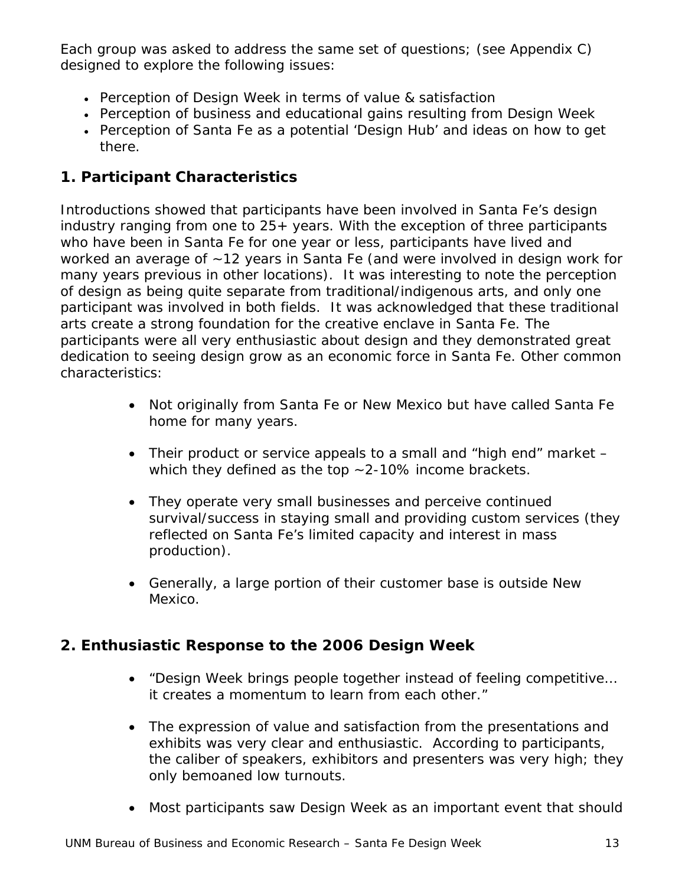Each group was asked to address the same set of questions; (see Appendix C) designed to explore the following issues:

- Perception of Design Week in terms of value & satisfaction
- Perception of business and educational gains resulting from Design Week
- Perception of Santa Fe as a potential 'Design Hub' and ideas on how to get there.

## 1. Participant Characteristics

Introductions showed that participants have been involved in Santa Fe's design industry ranging from one to 25+ years. With the exception of three participants who have been in Santa Fe for one year or less, participants have lived and worked an average of ~12 years in Santa Fe (and were involved in design work for many years previous in other locations). It was interesting to note the perception of design as being quite separate from traditional/indigenous arts, and only one participant was involved in both fields. It was acknowledged that these traditional arts create a strong foundation for the creative enclave in Santa Fe. The participants were all very enthusiastic about design and they demonstrated great dedication to seeing design grow as an economic force in Santa Fe. Other common characteristics:

- Not originally from Santa Fe or New Mexico but have called Santa Fe home for many years.
- Their product or service appeals to a small and "high end" market – which they defined as the top ~2-10% income brackets.
- They operate very small businesses and perceive continued survival/success in staying small and providing custom services (they reflected on Santa Fe's limited capacity and interest in mass production).
- Generally, a large portion of their customer base is outside New Mexico.

## 2. Enthusiastic Response to the 2006 Design Week

- "Design Week brings people together instead of feeling competitive… it creates a momentum to learn from each other."
- The expression of value and satisfaction from the presentations and exhibits was very clear and enthusiastic. According to participants, the caliber of speakers, exhibitors and presenters was very high; they only bemoaned low turnouts.
- Most participants saw Design Week as an important event that should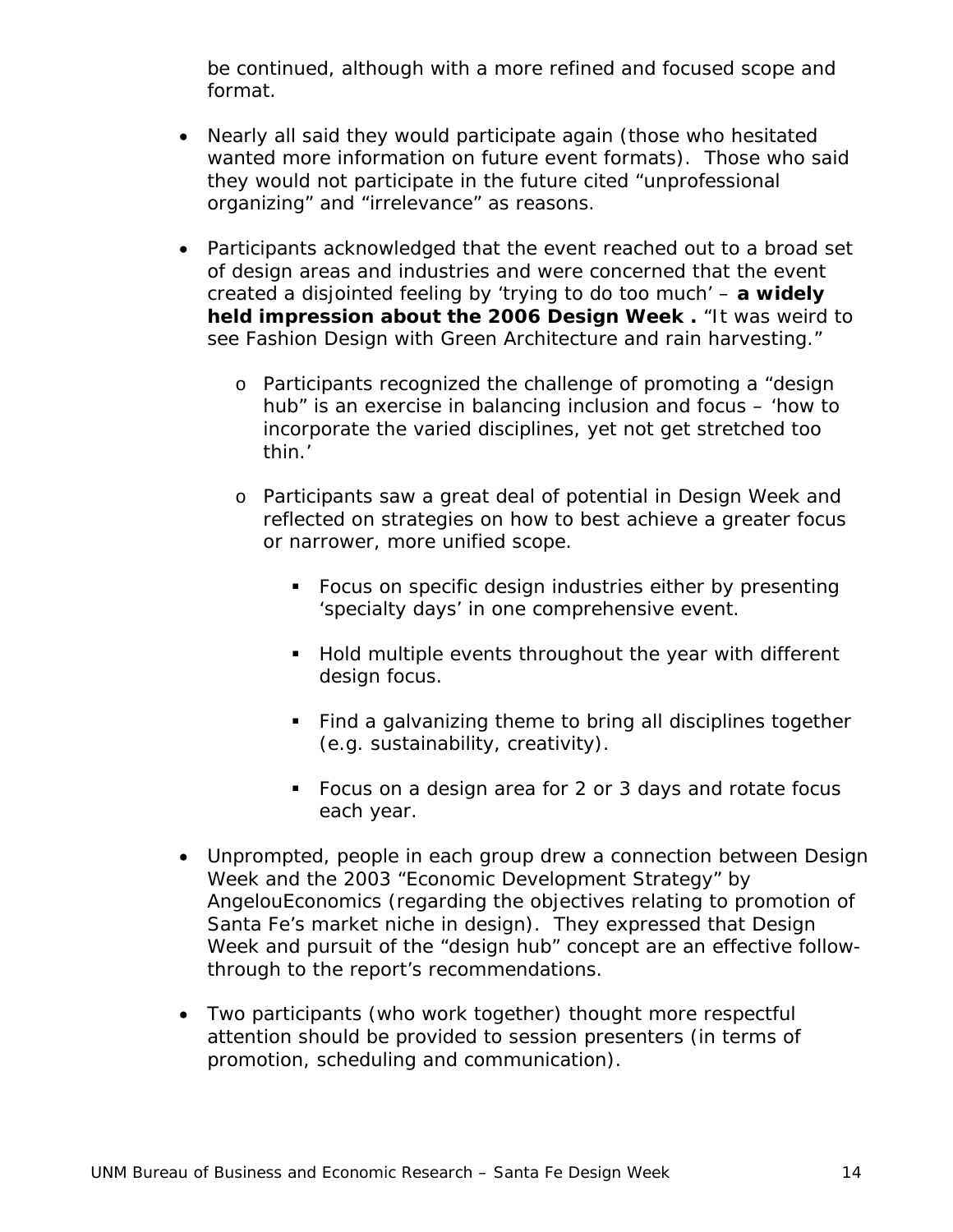be continued, although with a more refined and focused scope and format.

- Nearly all said they would participate again (those who hesitated wanted more information on future event formats). Those who said they would not participate in the future cited "unprofessional organizing" and "irrelevance" as reasons.

- Participants acknowledged that the event reached out to a broad set of design areas and industries and were concerned that the event created a disjointed feeling by 'trying to do too much' – **a widely held impression about the 2006 Design Week .** "It was weird to see Fashion Design with Green Architecture and rain harvesting."
  - Participants recognized the challenge of promoting a "design hub" is an exercise in balancing inclusion and focus – 'how to incorporate the varied disciplines, yet not get stretched too thin.'
  - Participants saw a great deal of potential in Design Week and reflected on strategies on how to best achieve a greater focus or narrower, more unified scope.
    - Focus on specific design industries either by presenting 'specialty days' in one comprehensive event.
    - Hold multiple events throughout the year with different design focus.
    - Find a galvanizing theme to bring all disciplines together (e.g. sustainability, creativity).
    - Focus on a design area for 2 or 3 days and rotate focus each year.

- Unprompted, people in each group drew a connection between Design Week and the 2003 "Economic Development Strategy" by AngelouEconomics (regarding the objectives relating to promotion of Santa Fe's market niche in design). They expressed that Design Week and pursuit of the "design hub" concept are an effective follow-through to the report's recommendations.

- Two participants (who work together) thought more respectful attention should be provided to session presenters (in terms of promotion, scheduling and communication).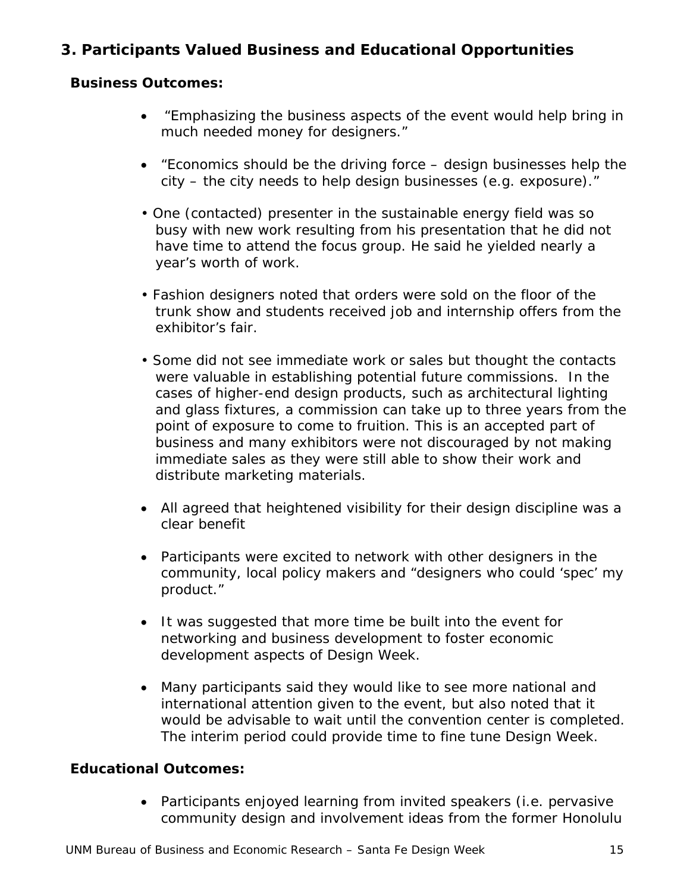## 3. Participants Valued Business and Educational Opportunities

**Business Outcomes:**

- "Emphasizing the business aspects of the event would help bring in much needed money for designers."
- "Economics should be the driving force – design businesses help the city – the city needs to help design businesses (e.g. exposure)."
- One (contacted) presenter in the sustainable energy field was so busy with new work resulting from his presentation that he did not have time to attend the focus group. He said he yielded nearly a year's worth of work.
- Fashion designers noted that orders were sold on the floor of the trunk show and students received job and internship offers from the exhibitor's fair.
- Some did not see immediate work or sales but thought the contacts were valuable in establishing potential future commissions. In the cases of higher-end design products, such as architectural lighting and glass fixtures, a commission can take up to three years from the point of exposure to come to fruition. This is an accepted part of business and many exhibitors were not discouraged by not making immediate sales as they were still able to show their work and distribute marketing materials.
- All agreed that heightened visibility for their design discipline was a clear benefit
- Participants were excited to network with other designers in the community, local policy makers and "designers who could 'spec' my product."
- It was suggested that more time be built into the event for networking and business development to foster economic development aspects of Design Week.
- Many participants said they would like to see more national and international attention given to the event, but also noted that it would be advisable to wait until the convention center is completed. The interim period could provide time to fine tune Design Week.

**Educational Outcomes:**

- Participants enjoyed learning from invited speakers (i.e. pervasive community design and involvement ideas from the former Honolulu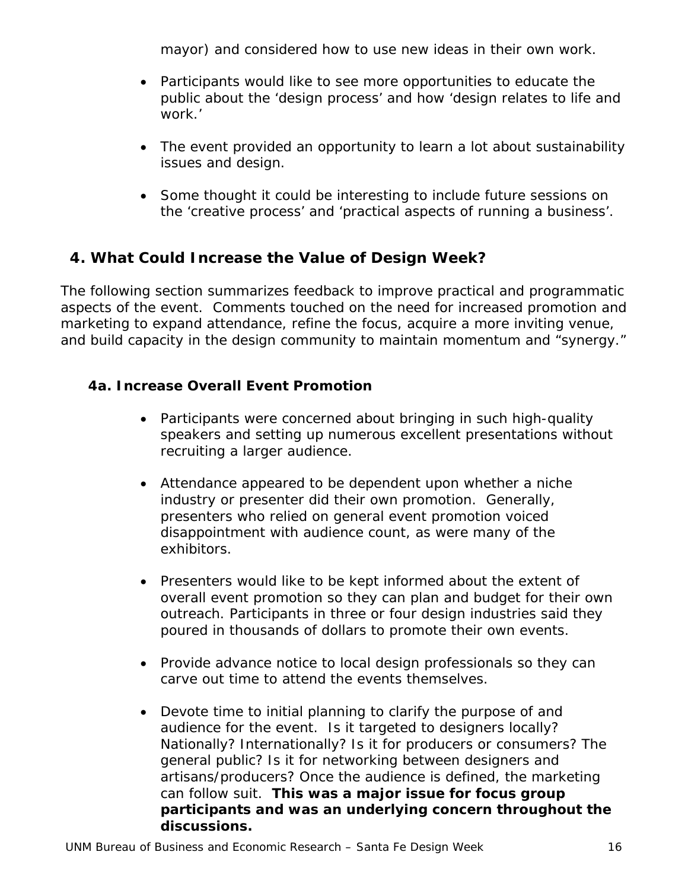mayor) and considered how to use new ideas in their own work.

- Participants would like to see more opportunities to educate the public about the 'design process' and how 'design relates to life and work.'
- The event provided an opportunity to learn a lot about sustainability issues and design.
- Some thought it could be interesting to include future sessions on the 'creative process' and 'practical aspects of running a business'.

## 4. What Could Increase the Value of Design Week?

The following section summarizes feedback to improve practical and programmatic aspects of the event. Comments touched on the need for increased promotion and marketing to expand attendance, refine the focus, acquire a more inviting venue, and build capacity in the design community to maintain momentum and "synergy."

### 4a. Increase Overall Event Promotion

- Participants were concerned about bringing in such high-quality speakers and setting up numerous excellent presentations without recruiting a larger audience.
- Attendance appeared to be dependent upon whether a niche industry or presenter did their own promotion. Generally, presenters who relied on general event promotion voiced disappointment with audience count, as were many of the exhibitors.
- Presenters would like to be kept informed about the extent of overall event promotion so they can plan and budget for their own outreach. Participants in three or four design industries said they poured in thousands of dollars to promote their own events.
- Provide advance notice to local design professionals so they can carve out time to attend the events themselves.
- Devote time to initial planning to clarify the purpose of and audience for the event. Is it targeted to designers locally? Nationally? Internationally? Is it for producers or consumers? The general public? Is it for networking between designers and artisans/producers? Once the audience is defined, the marketing can follow suit. **This was a major issue for focus group participants and was an underlying concern throughout the discussions.**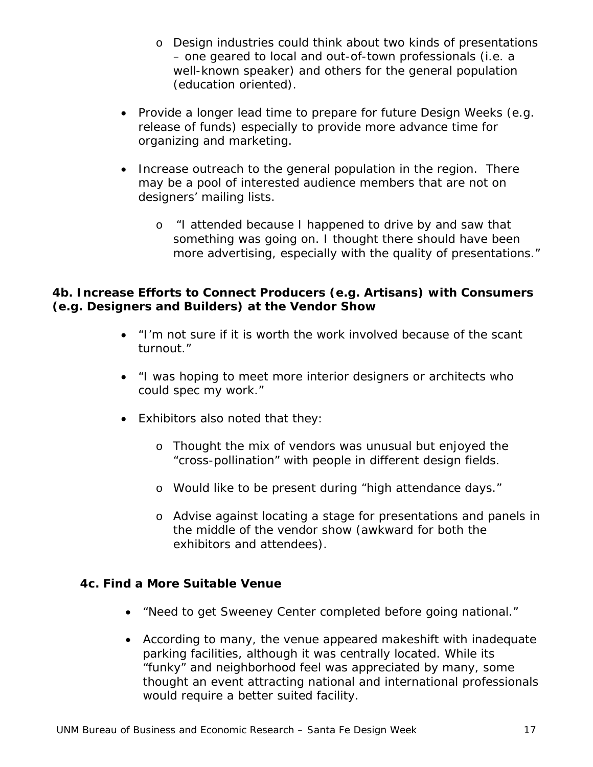- Design industries could think about two kinds of presentations – one geared to local and out-of-town professionals (i.e. a well-known speaker) and others for the general population (education oriented).

- Provide a longer lead time to prepare for future Design Weeks (e.g. release of funds) especially to provide more advance time for organizing and marketing.

- Increase outreach to the general population in the region. There may be a pool of interested audience members that are not on designers' mailing lists.

  - "I attended because I happened to drive by and saw that something was going on. I thought there should have been more advertising, especially with the quality of presentations."

**4b. Increase Efforts to Connect Producers (e.g. Artisans) with Consumers (e.g. Designers and Builders) at the Vendor Show**

- "I'm not sure if it is worth the work involved because of the scant turnout."

- "I was hoping to meet more interior designers or architects who could spec my work."

- Exhibitors also noted that they:

  - Thought the mix of vendors was unusual but enjoyed the "cross-pollination" with people in different design fields.

  - Would like to be present during "high attendance days."

  - Advise against locating a stage for presentations and panels in the middle of the vendor show (awkward for both the exhibitors and attendees).

**4c. Find a More Suitable Venue**

- "Need to get Sweeney Center completed before going national."

- According to many, the venue appeared makeshift with inadequate parking facilities, although it was centrally located. While its "funky" and neighborhood feel was appreciated by many, some thought an event attracting national and international professionals would require a better suited facility.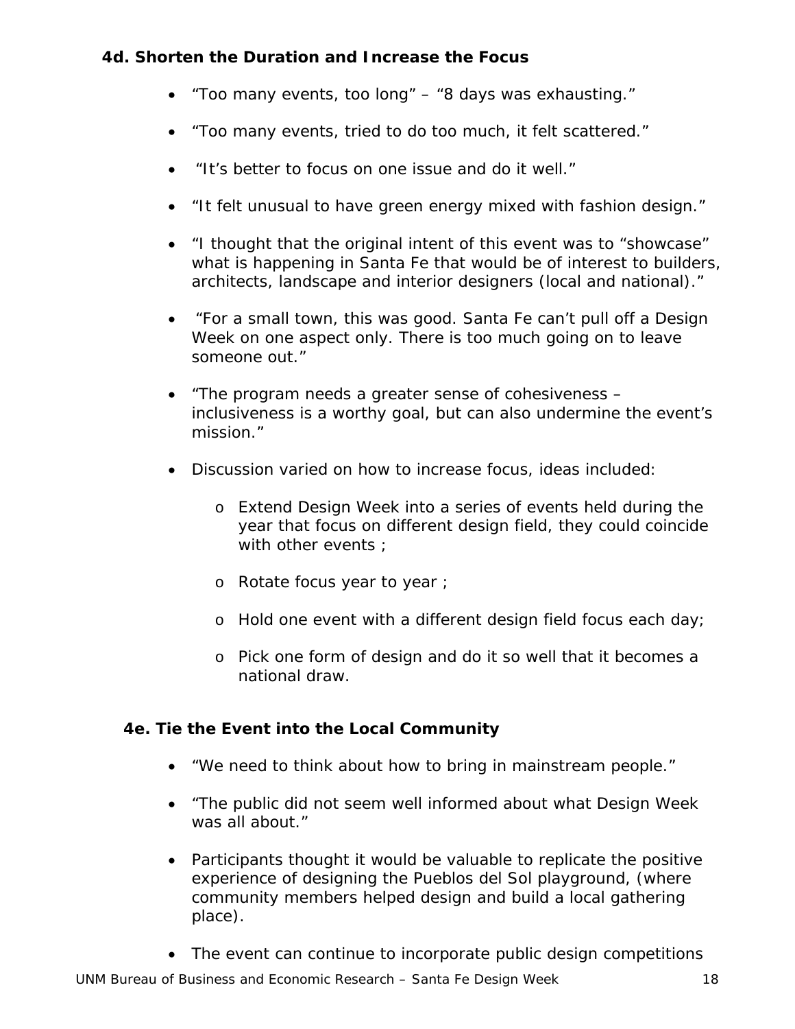### 4d. Shorten the Duration and Increase the Focus

- “Too many events, too long” – “8 days was exhausting.”
- “Too many events, tried to do too much, it felt scattered.”
- “It’s better to focus on one issue and do it well.”
- “It felt unusual to have green energy mixed with fashion design.”
- “I thought that the original intent of this event was to “showcase” what is happening in Santa Fe that would be of interest to builders, architects, landscape and interior designers (local and national).”
- “For a small town, this was good. Santa Fe can’t pull off a Design Week on one aspect only. There is too much going on to leave someone out.”
- “The program needs a greater sense of cohesiveness – inclusiveness is a worthy goal, but can also undermine the event’s mission.”
- Discussion varied on how to increase focus, ideas included:
  - Extend Design Week into a series of events held during the year that focus on different design field, they could coincide with other events ;
  - Rotate focus year to year ;
  - Hold one event with a different design field focus each day;
  - Pick one form of design and do it so well that it becomes a national draw.

### 4e. Tie the Event into the Local Community

- “We need to think about how to bring in mainstream people.”
- “The public did not seem well informed about what Design Week was all about.”
- Participants thought it would be valuable to replicate the positive experience of designing the Pueblos del Sol playground, (where community members helped design and build a local gathering place).
- The event can continue to incorporate public design competitions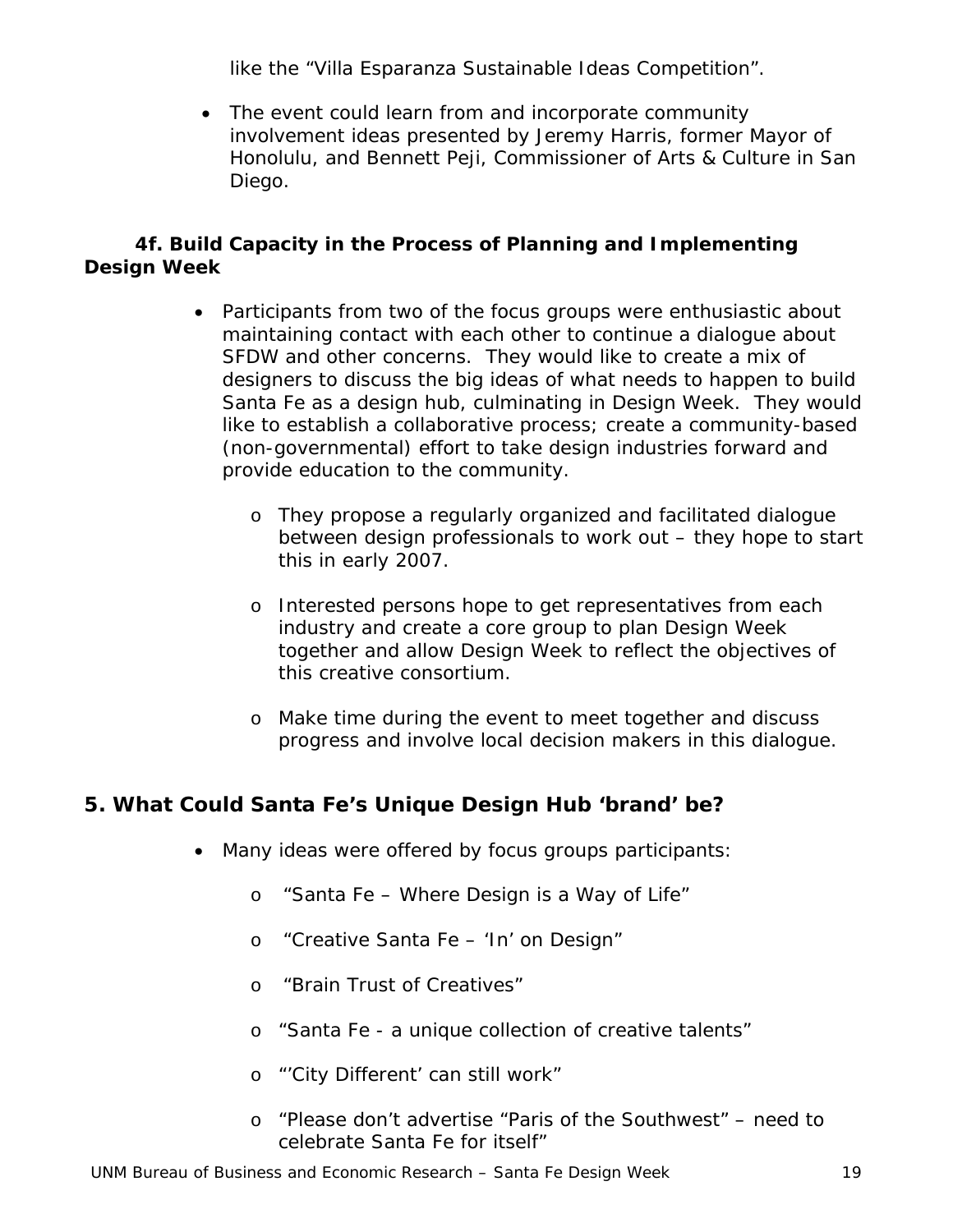like the "Villa Esparanza Sustainable Ideas Competition".

- The event could learn from and incorporate community involvement ideas presented by Jeremy Harris, former Mayor of Honolulu, and Bennett Peji, Commissioner of Arts & Culture in San Diego.

### 4f. Build Capacity in the Process of Planning and Implementing Design Week

- Participants from two of the focus groups were enthusiastic about maintaining contact with each other to continue a dialogue about SFDW and other concerns. They would like to create a mix of designers to discuss the big ideas of what needs to happen to build Santa Fe as a design hub, culminating in Design Week. They would like to establish a collaborative process; create a community-based (non-governmental) effort to take design industries forward and provide education to the community.
  - They propose a regularly organized and facilitated dialogue between design professionals to work out – they hope to start this in early 2007.
  - Interested persons hope to get representatives from each industry and create a core group to plan Design Week together and allow Design Week to reflect the objectives of this creative consortium.
  - Make time during the event to meet together and discuss progress and involve local decision makers in this dialogue.

## 5. What Could Santa Fe's Unique Design Hub 'brand' be?

- Many ideas were offered by focus groups participants:
  - "Santa Fe – Where Design is a Way of Life"
  - "Creative Santa Fe – 'In' on Design"
  - "Brain Trust of Creatives"
  - "Santa Fe - a unique collection of creative talents"
  - "'City Different' can still work"
  - "Please don't advertise "Paris of the Southwest" – need to celebrate Santa Fe for itself"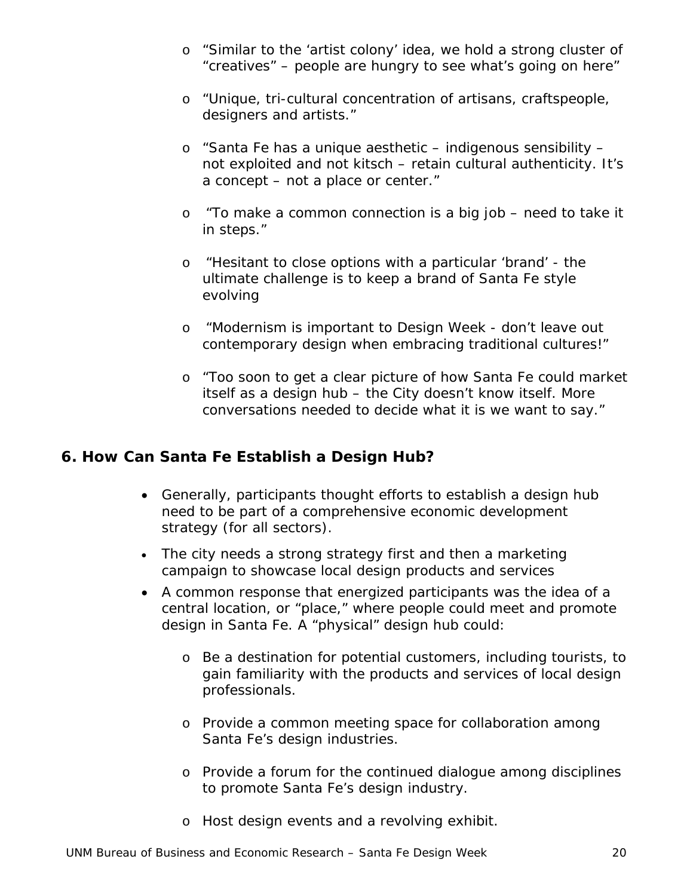- "Similar to the 'artist colony' idea, we hold a strong cluster of "creatives" – people are hungry to see what's going on here"

- "Unique, tri-cultural concentration of artisans, craftspeople, designers and artists."

- "Santa Fe has a unique aesthetic – indigenous sensibility – not exploited and not kitsch – retain cultural authenticity. It's a concept – not a place or center."

- "To make a common connection is a big job – need to take it in steps."

- "Hesitant to close options with a particular 'brand' - the ultimate challenge is to keep a brand of Santa Fe style evolving

- "Modernism is important to Design Week - don't leave out contemporary design when embracing traditional cultures!"

- "Too soon to get a clear picture of how Santa Fe could market itself as a design hub – the City doesn't know itself. More conversations needed to decide what it is we want to say."

## 6. How Can Santa Fe Establish a Design Hub?

- Generally, participants thought efforts to establish a design hub need to be part of a comprehensive economic development strategy (for all sectors).
- The city needs a strong strategy first and then a marketing campaign to showcase local design products and services
- A common response that energized participants was the idea of a central location, or "place," where people could meet and promote design in Santa Fe. A "physical" design hub could:
  - Be a destination for potential customers, including tourists, to gain familiarity with the products and services of local design professionals.
  - Provide a common meeting space for collaboration among Santa Fe's design industries.
  - Provide a forum for the continued dialogue among disciplines to promote Santa Fe's design industry.
  - Host design events and a revolving exhibit.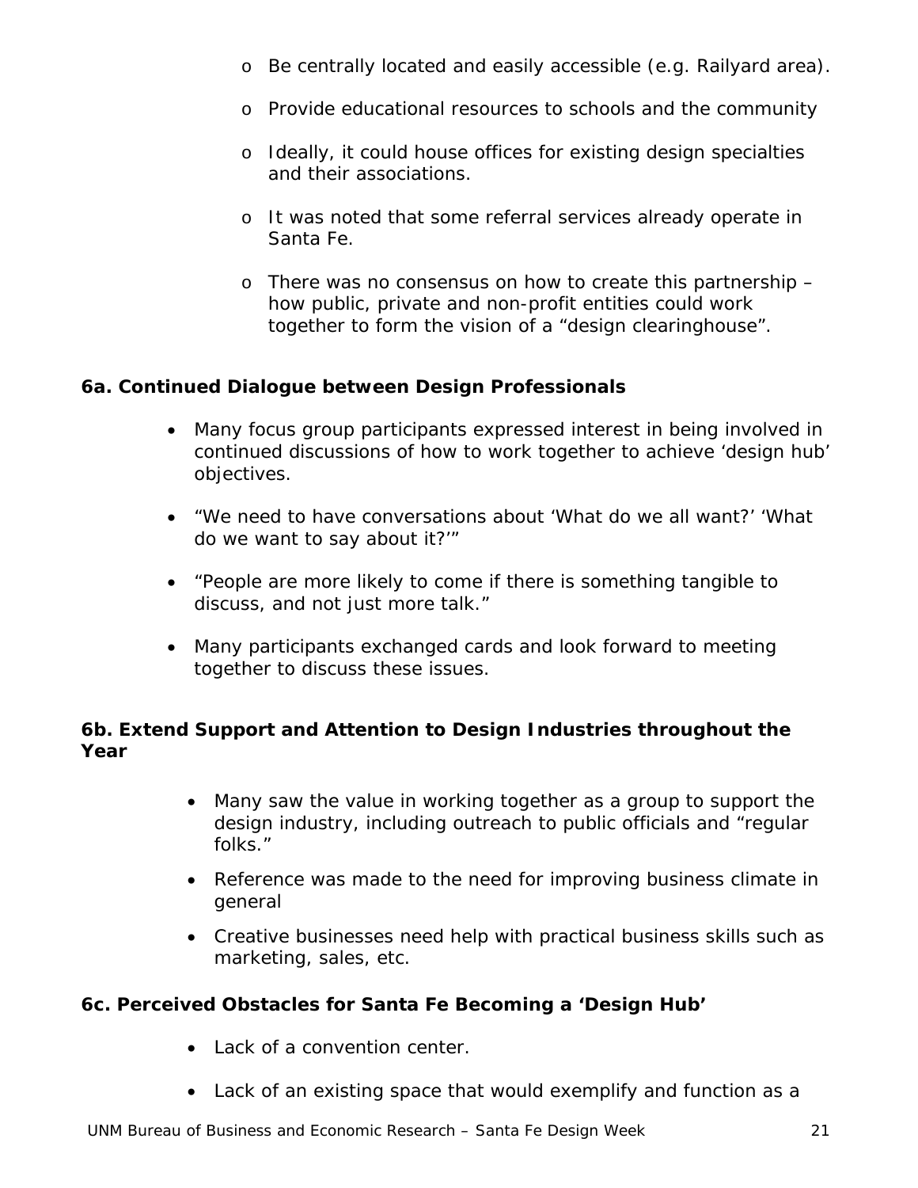- Be centrally located and easily accessible (e.g. Railyard area).
  - Provide educational resources to schools and the community
  - Ideally, it could house offices for existing design specialties and their associations.
  - It was noted that some referral services already operate in Santa Fe.
  - There was no consensus on how to create this partnership – how public, private and non-profit entities could work together to form the vision of a "design clearinghouse".

**6a. Continued Dialogue between Design Professionals**

- Many focus group participants expressed interest in being involved in continued discussions of how to work together to achieve 'design hub' objectives.
- "We need to have conversations about 'What do we all want?' 'What do we want to say about it?'"
- "People are more likely to come if there is something tangible to discuss, and not just more talk."
- Many participants exchanged cards and look forward to meeting together to discuss these issues.

**6b. Extend Support and Attention to Design Industries throughout the Year**

- Many saw the value in working together as a group to support the design industry, including outreach to public officials and "regular folks."
- Reference was made to the need for improving business climate in general
- Creative businesses need help with practical business skills such as marketing, sales, etc.

**6c. Perceived Obstacles for Santa Fe Becoming a 'Design Hub'**

- Lack of a convention center.
- Lack of an existing space that would exemplify and function as a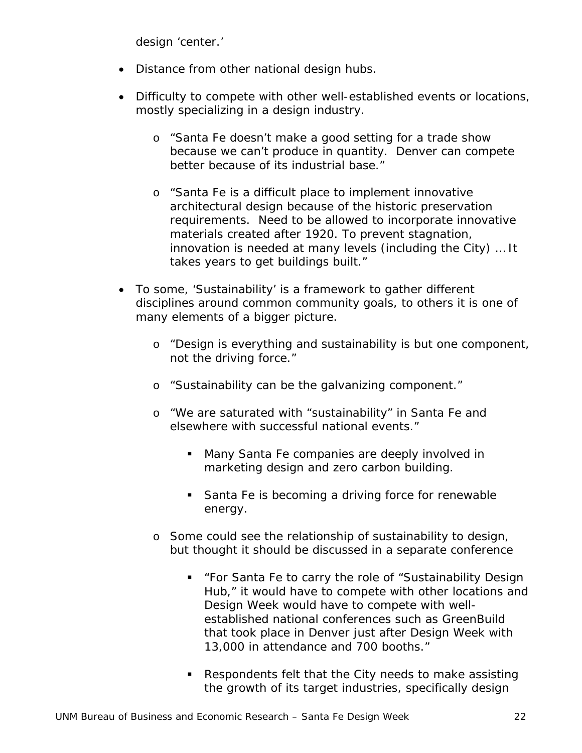design 'center.'

- Distance from other national design hubs.
- Difficulty to compete with other well-established events or locations, mostly specializing in a design industry.
    - "Santa Fe doesn't make a good setting for a trade show because we can't produce in quantity. Denver can compete better because of its industrial base."
    - "Santa Fe is a difficult place to implement innovative architectural design because of the historic preservation requirements. Need to be allowed to incorporate innovative materials created after 1920. To prevent stagnation, innovation is needed at many levels (including the City) … It takes years to get buildings built."
- To some, 'Sustainability' is a framework to gather different disciplines around common community goals, to others it is one of many elements of a bigger picture.
    - "Design is everything and sustainability is but one component, not the driving force."
    - "Sustainability can be the galvanizing component."
    - "We are saturated with "sustainability" in Santa Fe and elsewhere with successful national events."
        - Many Santa Fe companies are deeply involved in marketing design and zero carbon building.
        - Santa Fe is becoming a driving force for renewable energy.
    - Some could see the relationship of sustainability to design, but thought it should be discussed in a separate conference
        - "For Santa Fe to carry the role of "Sustainability Design Hub," it would have to compete with other locations and Design Week would have to compete with well-established national conferences such as GreenBuild that took place in Denver just after Design Week with 13,000 in attendance and 700 booths."
        - Respondents felt that the City needs to make assisting the growth of its target industries, specifically design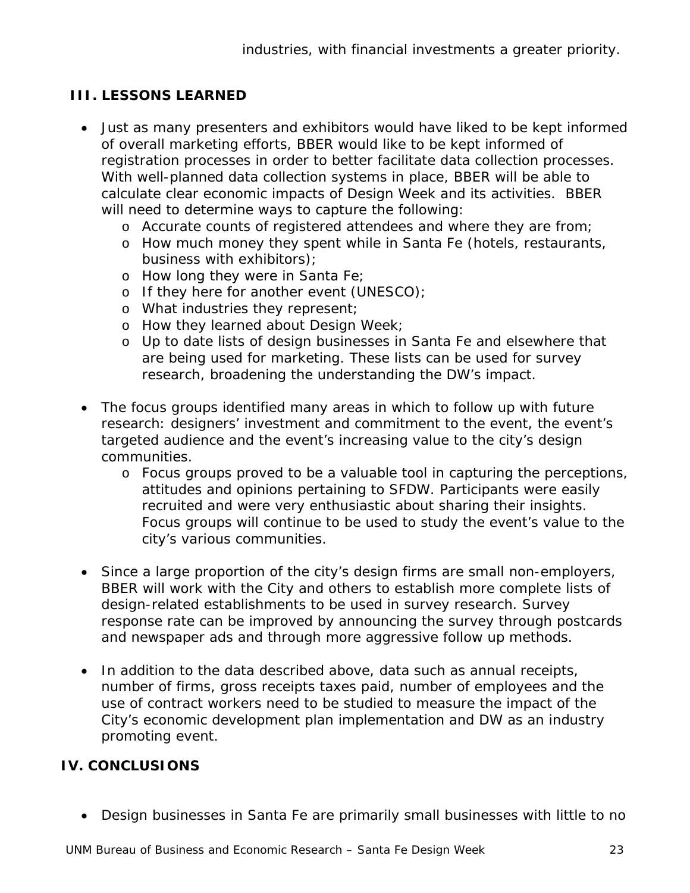industries, with financial investments a greater priority.

## III. LESSONS LEARNED

- Just as many presenters and exhibitors would have liked to be kept informed of overall marketing efforts, BBER would like to be kept informed of registration processes in order to better facilitate data collection processes. With well-planned data collection systems in place, BBER will be able to calculate clear economic impacts of Design Week and its activities. BBER will need to determine ways to capture the following:
  - Accurate counts of registered attendees and where they are from;
  - How much money they spent while in Santa Fe (hotels, restaurants, business with exhibitors);
  - How long they were in Santa Fe;
  - If they here for another event (UNESCO);
  - What industries they represent;
  - How they learned about Design Week;
  - Up to date lists of design businesses in Santa Fe and elsewhere that are being used for marketing. These lists can be used for survey research, broadening the understanding the DW's impact.

- The focus groups identified many areas in which to follow up with future research: designers' investment and commitment to the event, the event's targeted audience and the event's increasing value to the city's design communities.
  - Focus groups proved to be a valuable tool in capturing the perceptions, attitudes and opinions pertaining to SFDW. Participants were easily recruited and were very enthusiastic about sharing their insights. Focus groups will continue to be used to study the event's value to the city's various communities.

- Since a large proportion of the city's design firms are small non-employers, BBER will work with the City and others to establish more complete lists of design-related establishments to be used in survey research. Survey response rate can be improved by announcing the survey through postcards and newspaper ads and through more aggressive follow up methods.

- In addition to the data described above, data such as annual receipts, number of firms, gross receipts taxes paid, number of employees and the use of contract workers need to be studied to measure the impact of the City's economic development plan implementation and DW as an industry promoting event.

## IV. CONCLUSIONS

- Design businesses in Santa Fe are primarily small businesses with little to no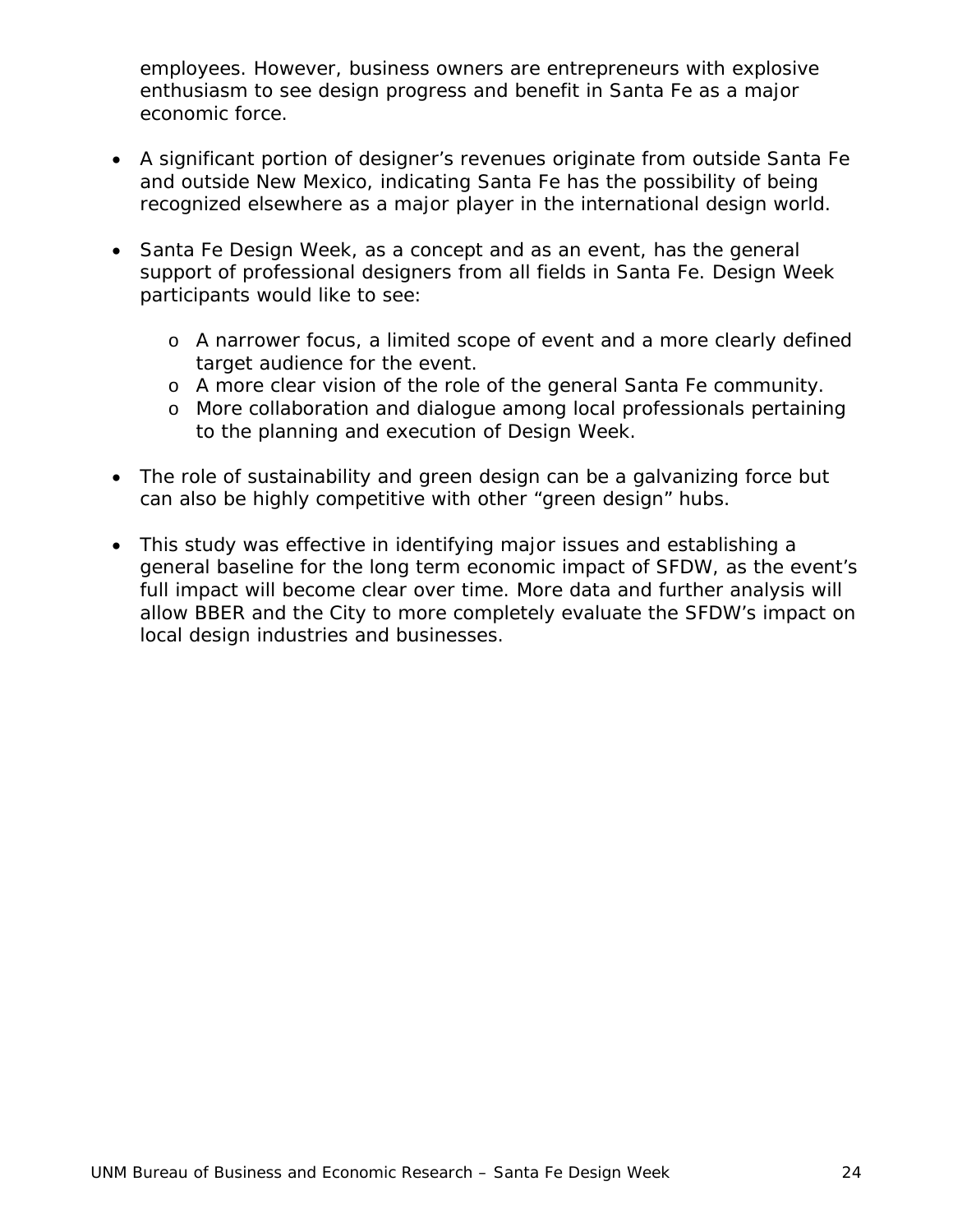employees. However, business owners are entrepreneurs with explosive enthusiasm to see design progress and benefit in Santa Fe as a major economic force.

- A significant portion of designer's revenues originate from outside Santa Fe and outside New Mexico, indicating Santa Fe has the possibility of being recognized elsewhere as a major player in the international design world.

- Santa Fe Design Week, as a concept and as an event, has the general support of professional designers from all fields in Santa Fe. Design Week participants would like to see:

  - A narrower focus, a limited scope of event and a more clearly defined target audience for the event.
  - A more clear vision of the role of the general Santa Fe community.
  - More collaboration and dialogue among local professionals pertaining to the planning and execution of Design Week.

- The role of sustainability and green design can be a galvanizing force but can also be highly competitive with other "green design" hubs.

- This study was effective in identifying major issues and establishing a general baseline for the long term economic impact of SFDW, as the event's full impact will become clear over time. More data and further analysis will allow BBER and the City to more completely evaluate the SFDW's impact on local design industries and businesses.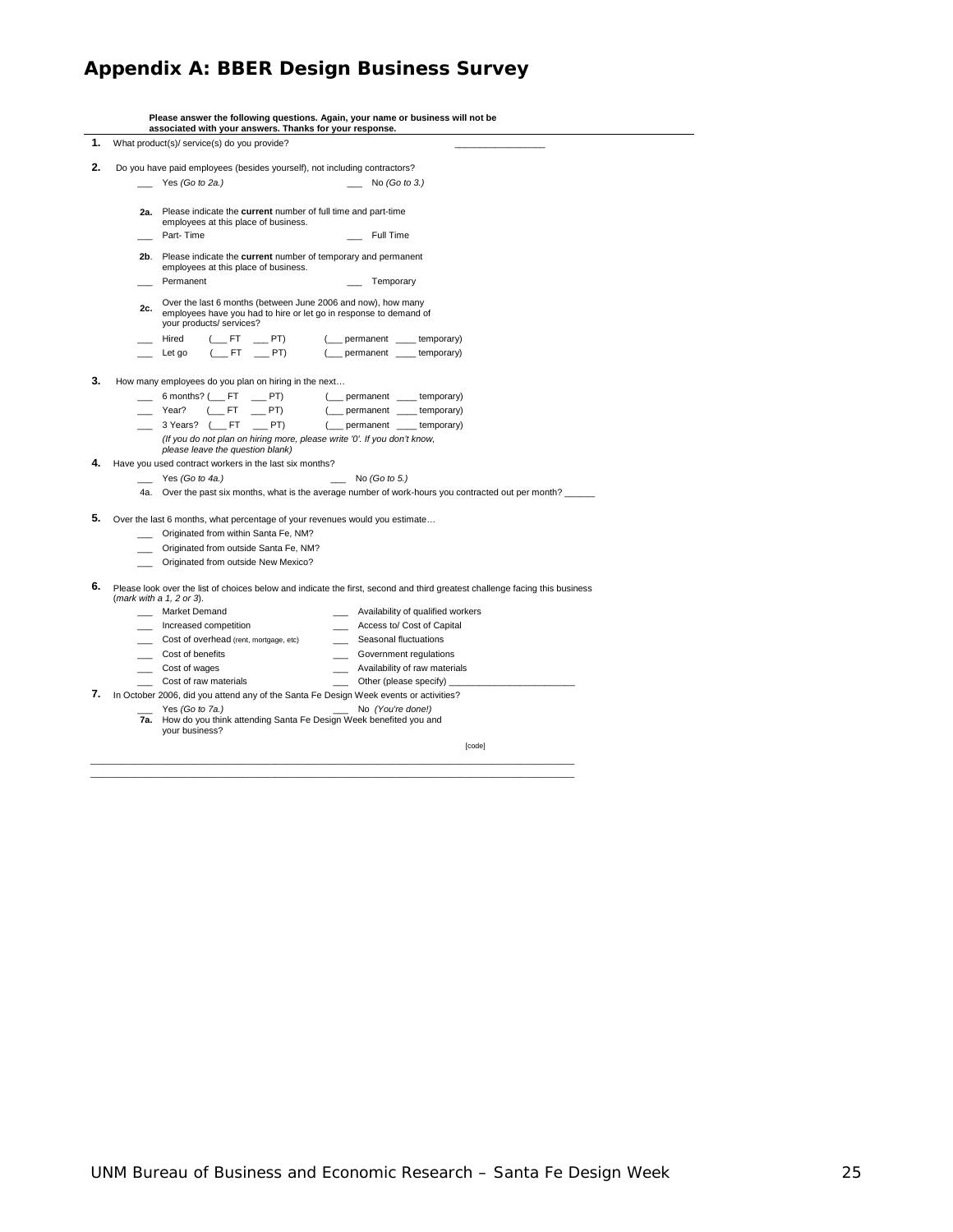# Appendix A: BBER Design Business Survey

**Please answer the following questions. Again, your name or business will not be associated with your answers. Thanks for your response.**

**1.** What product(s)/ service(s) do you provide? _______________

**2.** Do you have paid employees (besides yourself), not including contractors?

___ Yes *(Go to 2a.)* ___ No *(Go to 3.)*

**2a.** Please indicate the **current** number of full time and part-time employees at this place of business.

___ Part- Time ___ Full Time

**2b.** Please indicate the **current** number of temporary and permanent employees at this place of business.

___ Permanent ___ Temporary

**2c.** Over the last 6 months (between June 2006 and now), how many employees have you had to hire or let go in response to demand of your products/ services?

___ Hired (___ FT ___ PT) (___ permanent ____ temporary)

___ Let go (___ FT ___ PT) (___ permanent ____ temporary)

**3.** How many employees do you plan on hiring in the next…

___ 6 months? (___ FT ___ PT) (___ permanent ____ temporary)

___ Year? (___ FT ___ PT) (___ permanent ____ temporary)

___ 3 Years? (___ FT ___ PT) (___ permanent ____ temporary)

*(If you do not plan on hiring more, please write '0'. If you don't know, please leave the question blank)*

**4.** Have you used contract workers in the last six months?

___ Yes *(Go to 4a.)* ___ No *(Go to 5.)*

4a. Over the past six months, what is the average number of work-hours you contracted out per month? ______

**5.** Over the last 6 months, what percentage of your revenues would you estimate…

___ Originated from within Santa Fe, NM?

___ Originated from outside Santa Fe, NM?

___ Originated from outside New Mexico?

**6.** Please look over the list of choices below and indicate the first, second and third greatest challenge facing this business (*mark with a 1, 2 or 3*).

___ Market Demand

___ Increased competition

___ Cost of overhead (rent, mortgage, etc)

___ Cost of benefits

___ Cost of wages

___ Cost of raw materials

___ Availability of qualified workers

___ Access to/ Cost of Capital

___ Seasonal fluctuations

___ Government regulations

___ Availability of raw materials

___ Other (please specify) _______________________

**7.** In October 2006, did you attend any of the Santa Fe Design Week events or activities?

___ Yes *(Go to 7a.)* ___ No *(You're done!)*

**7a.** How do you think attending Santa Fe Design Week benefited you and your business?

[code]

_______________________________________________________________________________

_______________________________________________________________________________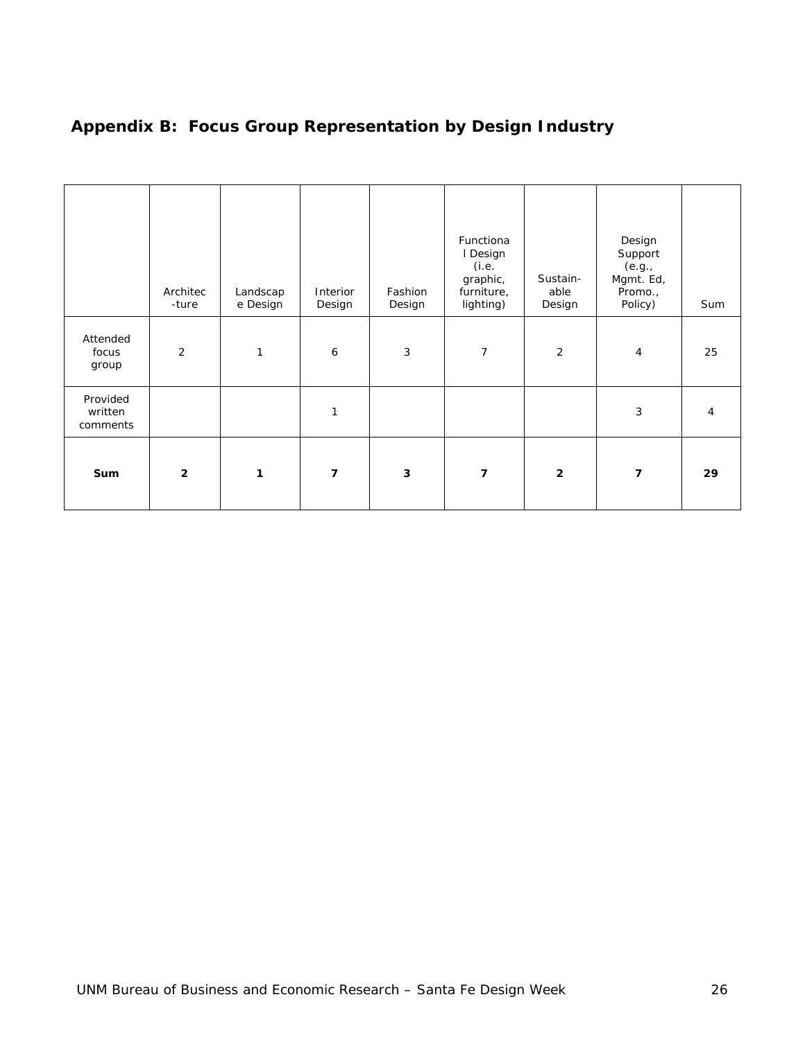## Appendix B: Focus Group Representation by Design Industry

| | Architec-ture | Landscape Design | Interior Design | Fashion Design | Functional Design (i.e. graphic, furniture, lighting) | Sustain-able Design | Design Support (e.g., Mgmt. Ed, Promo., Policy) | Sum |
|---|---|---|---|---|---|---|---|---|
| Attended focus group | 2 | 1 | 6 | 3 | 7 | 2 | 4 | 25 |
| Provided written comments | | | 1 | | | | 3 | 4 |
| **Sum** | **2** | **1** | **7** | **3** | **7** | **2** | **7** | **29** |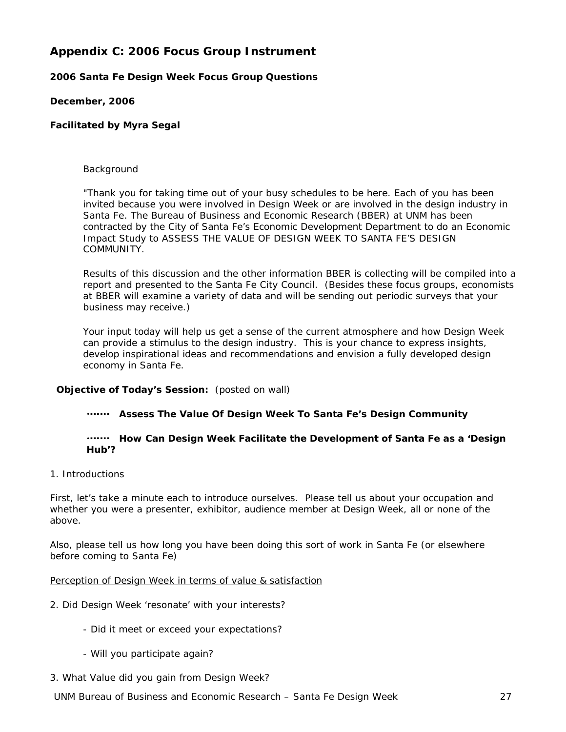## Appendix C: 2006 Focus Group Instrument

**2006 Santa Fe Design Week Focus Group Questions**

**December, 2006**

**Facilitated by Myra Segal**

Background

"Thank you for taking time out of your busy schedules to be here. Each of you has been invited because you were involved in Design Week or are involved in the design industry in Santa Fe. The Bureau of Business and Economic Research (BBER) at UNM has been contracted by the City of Santa Fe's Economic Development Department to do an Economic Impact Study to ASSESS THE VALUE OF DESIGN WEEK TO SANTA FE'S DESIGN COMMUNITY.

Results of this discussion and the other information BBER is collecting will be compiled into a report and presented to the Santa Fe City Council. (Besides these focus groups, economists at BBER will examine a variety of data and will be sending out periodic surveys that your business may receive.)

Your input today will help us get a sense of the current atmosphere and how Design Week can provide a stimulus to the design industry. This is your chance to express insights, develop inspirational ideas and recommendations and envision a fully developed design economy in Santa Fe.

**Objective of Today's Session:** (posted on wall)

- **Assess The Value Of Design Week To Santa Fe's Design Community**
- **How Can Design Week Facilitate the Development of Santa Fe as a 'Design Hub'?**

1. Introductions

First, let's take a minute each to introduce ourselves. Please tell us about your occupation and whether you were a presenter, exhibitor, audience member at Design Week, all or none of the above.

Also, please tell us how long you have been doing this sort of work in Santa Fe (or elsewhere before coming to Santa Fe)

<u>Perception of Design Week in terms of value & satisfaction</u>

2. Did Design Week 'resonate' with your interests?

   - Did it meet or exceed your expectations?

   - Will you participate again?

3. What Value did you gain from Design Week?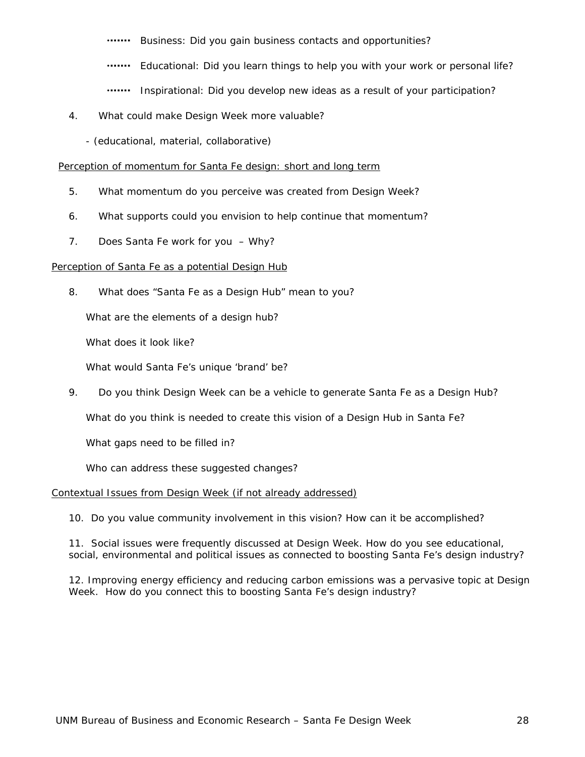- Business: Did you gain business contacts and opportunities?
- Educational: Did you learn things to help you with your work or personal life?
- Inspirational: Did you develop new ideas as a result of your participation?

4. What could make Design Week more valuable?

   - (educational, material, collaborative)

<u>Perception of momentum for Santa Fe design: short and long term</u>

5. What momentum do you perceive was created from Design Week?
6. What supports could you envision to help continue that momentum?
7. Does Santa Fe work for you – Why?

<u>Perception of Santa Fe as a potential Design Hub</u>

8. What does "Santa Fe as a Design Hub" mean to you?

   What are the elements of a design hub?

   What does it look like?

   What would Santa Fe's unique 'brand' be?

9. Do you think Design Week can be a vehicle to generate Santa Fe as a Design Hub?

   What do you think is needed to create this vision of a Design Hub in Santa Fe?

   What gaps need to be filled in?

   Who can address these suggested changes?

<u>Contextual Issues from Design Week (if not already addressed)</u>

10. Do you value community involvement in this vision? How can it be accomplished?

11. Social issues were frequently discussed at Design Week. How do you see educational, social, environmental and political issues as connected to boosting Santa Fe's design industry?

12. Improving energy efficiency and reducing carbon emissions was a pervasive topic at Design Week. How do you connect this to boosting Santa Fe's design industry?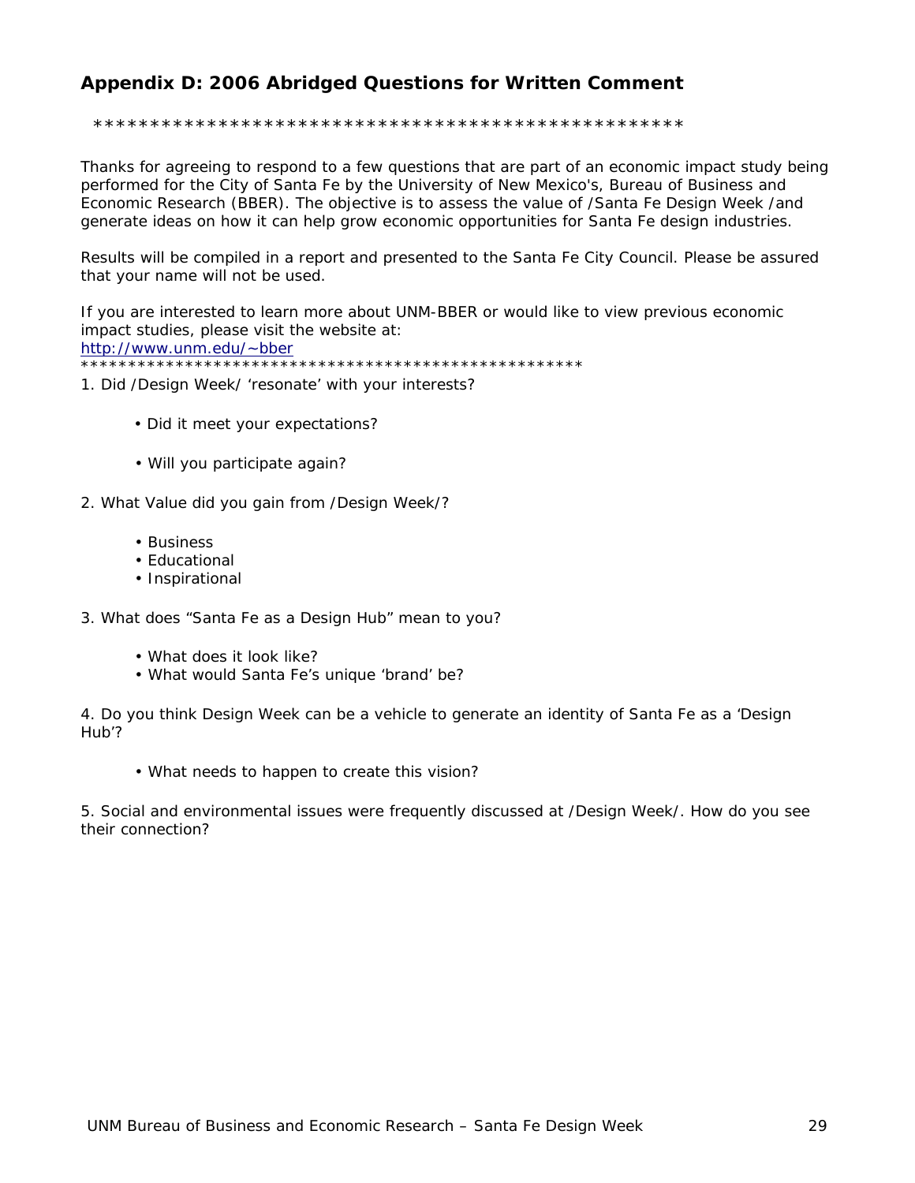## Appendix D: 2006 Abridged Questions for Written Comment

*****************************************************

Thanks for agreeing to respond to a few questions that are part of an economic impact study being performed for the City of Santa Fe by the University of New Mexico's, Bureau of Business and Economic Research (BBER). The objective is to assess the value of /Santa Fe Design Week /and generate ideas on how it can help grow economic opportunities for Santa Fe design industries.

Results will be compiled in a report and presented to the Santa Fe City Council. Please be assured that your name will not be used.

If you are interested to learn more about UNM-BBER or would like to view previous economic impact studies, please visit the website at:
http://www.unm.edu/~bber

*****************************************************

1. Did /Design Week/ 'resonate' with your interests?

    • Did it meet your expectations?

    • Will you participate again?

2. What Value did you gain from /Design Week/?

    • Business
    • Educational
    • Inspirational

3. What does "Santa Fe as a Design Hub" mean to you?

    • What does it look like?
    • What would Santa Fe's unique 'brand' be?

4. Do you think Design Week can be a vehicle to generate an identity of Santa Fe as a 'Design Hub'?

    • What needs to happen to create this vision?

5. Social and environmental issues were frequently discussed at /Design Week/. How do you see their connection?